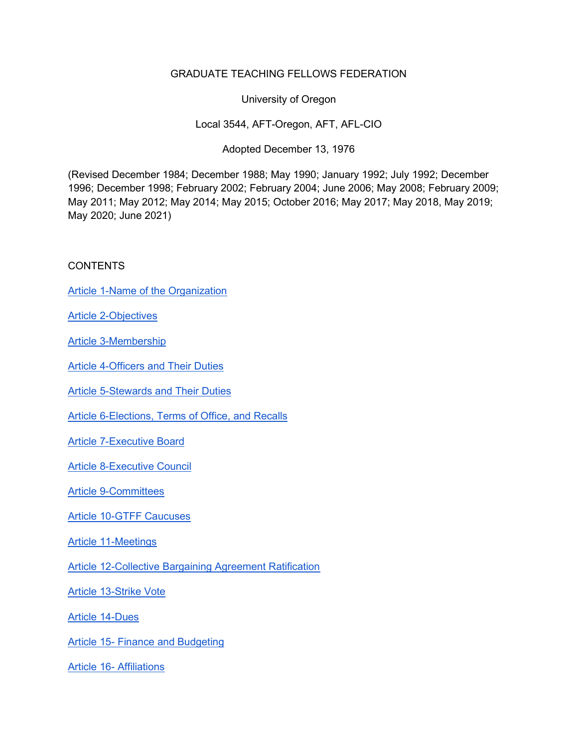# GRADUATE TEACHING FELLOWS FEDERATION

University of Oregon

Local 3544, AFT-Oregon, AFT, AFL-CIO

Adopted December 13, 1976

(Revised December 1984; December 1988; May 1990; January 1992; July 1992; December 1996; December 1998; February 2002; February 2004; June 2006; May 2008; February 2009; May 2011; May 2012; May 2014; May 2015; October 2016; May 2017; May 2018, May 2019; May 2020; June 2021)

## CONTENTS

Article 1-Name of the Organization

Article 2-Objectives

Article 3-Membership

Article 4-Officers and Their Duties

Article 5-Stewards and Their Duties

Article 6-Elections, Terms of Office, and Recalls

Article 7-Executive Board

Article 8-Executive Council

Article 9-Committees

Article 10-GTFF Caucuses

Article 11-Meetings

Article 12-Collective Bargaining Agreement Ratification

Article 13-Strike Vote

Article 14-Dues

Article 15- Finance and Budgeting

Article 16- Affiliations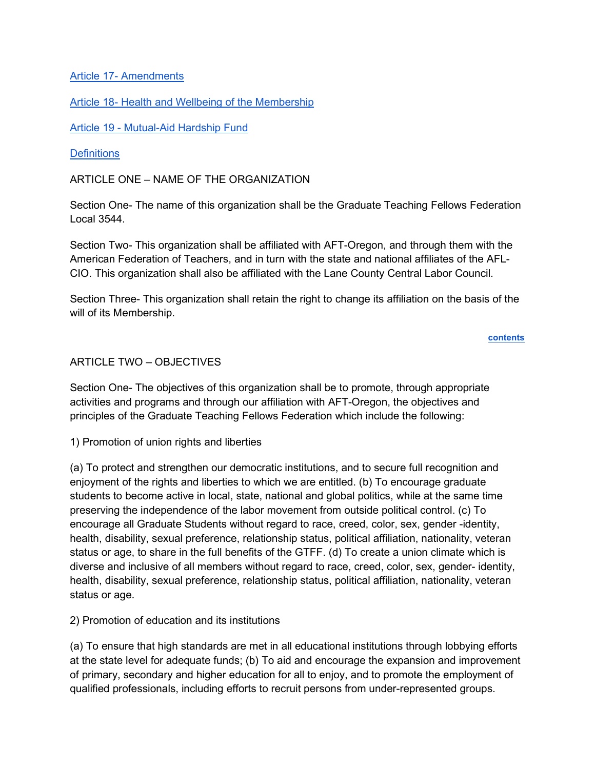[Article 17- Amendments](#)

[Article 18- Health and Wellbeing of the Membership](#)

[Article 19 - Mutual-Aid Hardship Fund](#)

[Definitions](#)

## ARTICLE ONE – NAME OF THE ORGANIZATION

Section One- The name of this organization shall be the Graduate Teaching Fellows Federation Local 3544.

Section Two- This organization shall be affiliated with AFT-Oregon, and through them with the American Federation of Teachers, and in turn with the state and national affiliates of the AFL-CIO. This organization shall also be affiliated with the Lane County Central Labor Council.

Section Three- This organization shall retain the right to change its affiliation on the basis of the will of its Membership.

**[contents](#)**

## ARTICLE TWO – OBJECTIVES

Section One- The objectives of this organization shall be to promote, through appropriate activities and programs and through our affiliation with AFT-Oregon, the objectives and principles of the Graduate Teaching Fellows Federation which include the following:

1) Promotion of union rights and liberties

(a) To protect and strengthen our democratic institutions, and to secure full recognition and enjoyment of the rights and liberties to which we are entitled. (b) To encourage graduate students to become active in local, state, national and global politics, while at the same time preserving the independence of the labor movement from outside political control. (c) To encourage all Graduate Students without regard to race, creed, color, sex, gender -identity, health, disability, sexual preference, relationship status, political affiliation, nationality, veteran status or age, to share in the full benefits of the GTFF. (d) To create a union climate which is diverse and inclusive of all members without regard to race, creed, color, sex, gender- identity, health, disability, sexual preference, relationship status, political affiliation, nationality, veteran status or age.

2) Promotion of education and its institutions

(a) To ensure that high standards are met in all educational institutions through lobbying efforts at the state level for adequate funds; (b) To aid and encourage the expansion and improvement of primary, secondary and higher education for all to enjoy, and to promote the employment of qualified professionals, including efforts to recruit persons from under-represented groups.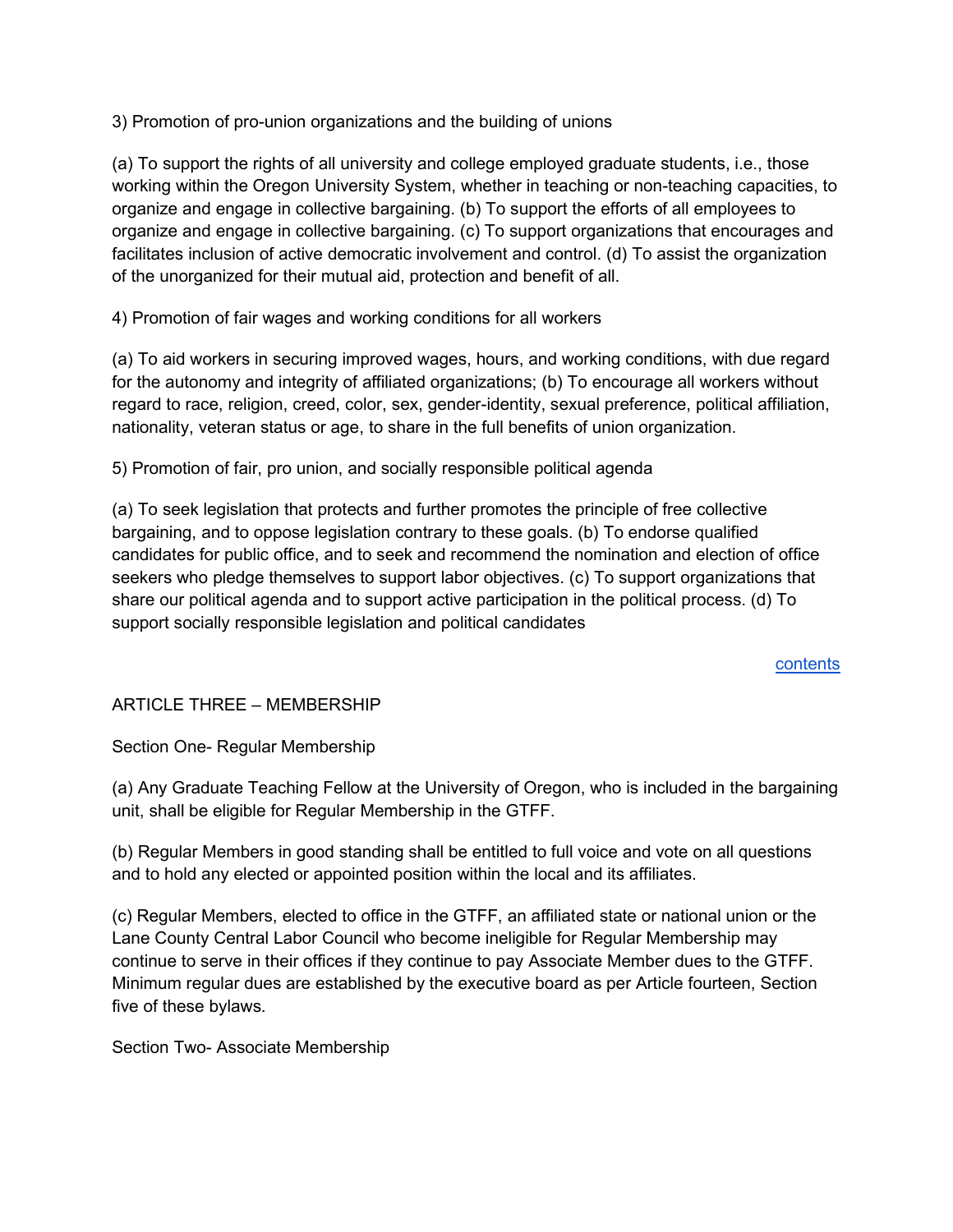3) Promotion of pro-union organizations and the building of unions

(a) To support the rights of all university and college employed graduate students, i.e., those working within the Oregon University System, whether in teaching or non-teaching capacities, to organize and engage in collective bargaining. (b) To support the efforts of all employees to organize and engage in collective bargaining. (c) To support organizations that encourages and facilitates inclusion of active democratic involvement and control. (d) To assist the organization of the unorganized for their mutual aid, protection and benefit of all.

4) Promotion of fair wages and working conditions for all workers

(a) To aid workers in securing improved wages, hours, and working conditions, with due regard for the autonomy and integrity of affiliated organizations; (b) To encourage all workers without regard to race, religion, creed, color, sex, gender-identity, sexual preference, political affiliation, nationality, veteran status or age, to share in the full benefits of union organization.

5) Promotion of fair, pro union, and socially responsible political agenda

(a) To seek legislation that protects and further promotes the principle of free collective bargaining, and to oppose legislation contrary to these goals. (b) To endorse qualified candidates for public office, and to seek and recommend the nomination and election of office seekers who pledge themselves to support labor objectives. (c) To support organizations that share our political agenda and to support active participation in the political process. (d) To support socially responsible legislation and political candidates

contents

## ARTICLE THREE – MEMBERSHIP

### Section One- Regular Membership

(a) Any Graduate Teaching Fellow at the University of Oregon, who is included in the bargaining unit, shall be eligible for Regular Membership in the GTFF.

(b) Regular Members in good standing shall be entitled to full voice and vote on all questions and to hold any elected or appointed position within the local and its affiliates.

(c) Regular Members, elected to office in the GTFF, an affiliated state or national union or the Lane County Central Labor Council who become ineligible for Regular Membership may continue to serve in their offices if they continue to pay Associate Member dues to the GTFF. Minimum regular dues are established by the executive board as per Article fourteen, Section five of these bylaws.

### Section Two- Associate Membership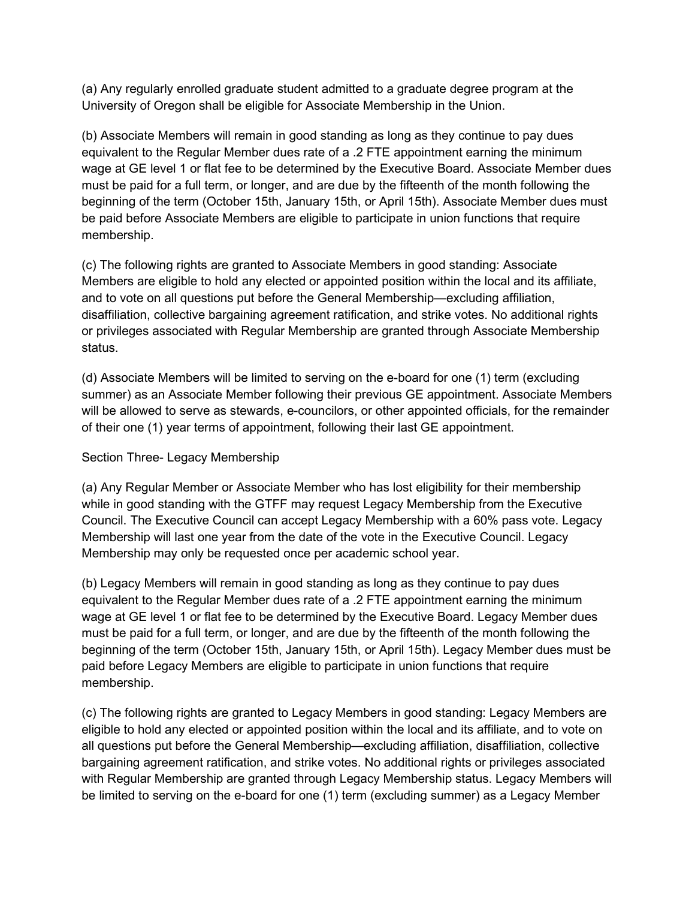(a) Any regularly enrolled graduate student admitted to a graduate degree program at the University of Oregon shall be eligible for Associate Membership in the Union.

(b) Associate Members will remain in good standing as long as they continue to pay dues equivalent to the Regular Member dues rate of a .2 FTE appointment earning the minimum wage at GE level 1 or flat fee to be determined by the Executive Board. Associate Member dues must be paid for a full term, or longer, and are due by the fifteenth of the month following the beginning of the term (October 15th, January 15th, or April 15th). Associate Member dues must be paid before Associate Members are eligible to participate in union functions that require membership.

(c) The following rights are granted to Associate Members in good standing: Associate Members are eligible to hold any elected or appointed position within the local and its affiliate, and to vote on all questions put before the General Membership—excluding affiliation, disaffiliation, collective bargaining agreement ratification, and strike votes. No additional rights or privileges associated with Regular Membership are granted through Associate Membership status.

(d) Associate Members will be limited to serving on the e-board for one (1) term (excluding summer) as an Associate Member following their previous GE appointment. Associate Members will be allowed to serve as stewards, e-councilors, or other appointed officials, for the remainder of their one (1) year terms of appointment, following their last GE appointment.

Section Three- Legacy Membership

(a) Any Regular Member or Associate Member who has lost eligibility for their membership while in good standing with the GTFF may request Legacy Membership from the Executive Council. The Executive Council can accept Legacy Membership with a 60% pass vote. Legacy Membership will last one year from the date of the vote in the Executive Council. Legacy Membership may only be requested once per academic school year.

(b) Legacy Members will remain in good standing as long as they continue to pay dues equivalent to the Regular Member dues rate of a .2 FTE appointment earning the minimum wage at GE level 1 or flat fee to be determined by the Executive Board. Legacy Member dues must be paid for a full term, or longer, and are due by the fifteenth of the month following the beginning of the term (October 15th, January 15th, or April 15th). Legacy Member dues must be paid before Legacy Members are eligible to participate in union functions that require membership.

(c) The following rights are granted to Legacy Members in good standing: Legacy Members are eligible to hold any elected or appointed position within the local and its affiliate, and to vote on all questions put before the General Membership—excluding affiliation, disaffiliation, collective bargaining agreement ratification, and strike votes. No additional rights or privileges associated with Regular Membership are granted through Legacy Membership status. Legacy Members will be limited to serving on the e-board for one (1) term (excluding summer) as a Legacy Member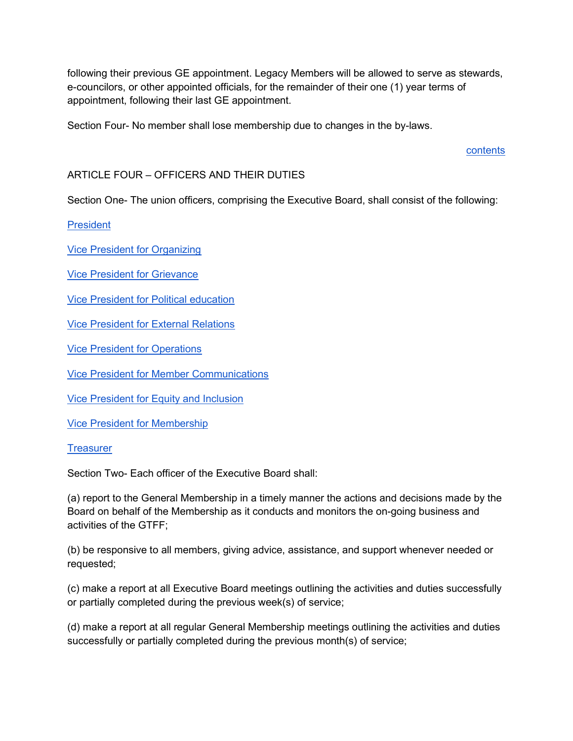following their previous GE appointment. Legacy Members will be allowed to serve as stewards, e-councilors, or other appointed officials, for the remainder of their one (1) year terms of appointment, following their last GE appointment.

Section Four- No member shall lose membership due to changes in the by-laws.

contents

## ARTICLE FOUR – OFFICERS AND THEIR DUTIES

Section One- The union officers, comprising the Executive Board, shall consist of the following:

President

Vice President for Organizing

Vice President for Grievance

Vice President for Political education

Vice President for External Relations

Vice President for Operations

Vice President for Member Communications

Vice President for Equity and Inclusion

Vice President for Membership

Treasurer

Section Two- Each officer of the Executive Board shall:

(a) report to the General Membership in a timely manner the actions and decisions made by the Board on behalf of the Membership as it conducts and monitors the on-going business and activities of the GTFF;

(b) be responsive to all members, giving advice, assistance, and support whenever needed or requested;

(c) make a report at all Executive Board meetings outlining the activities and duties successfully or partially completed during the previous week(s) of service;

(d) make a report at all regular General Membership meetings outlining the activities and duties successfully or partially completed during the previous month(s) of service;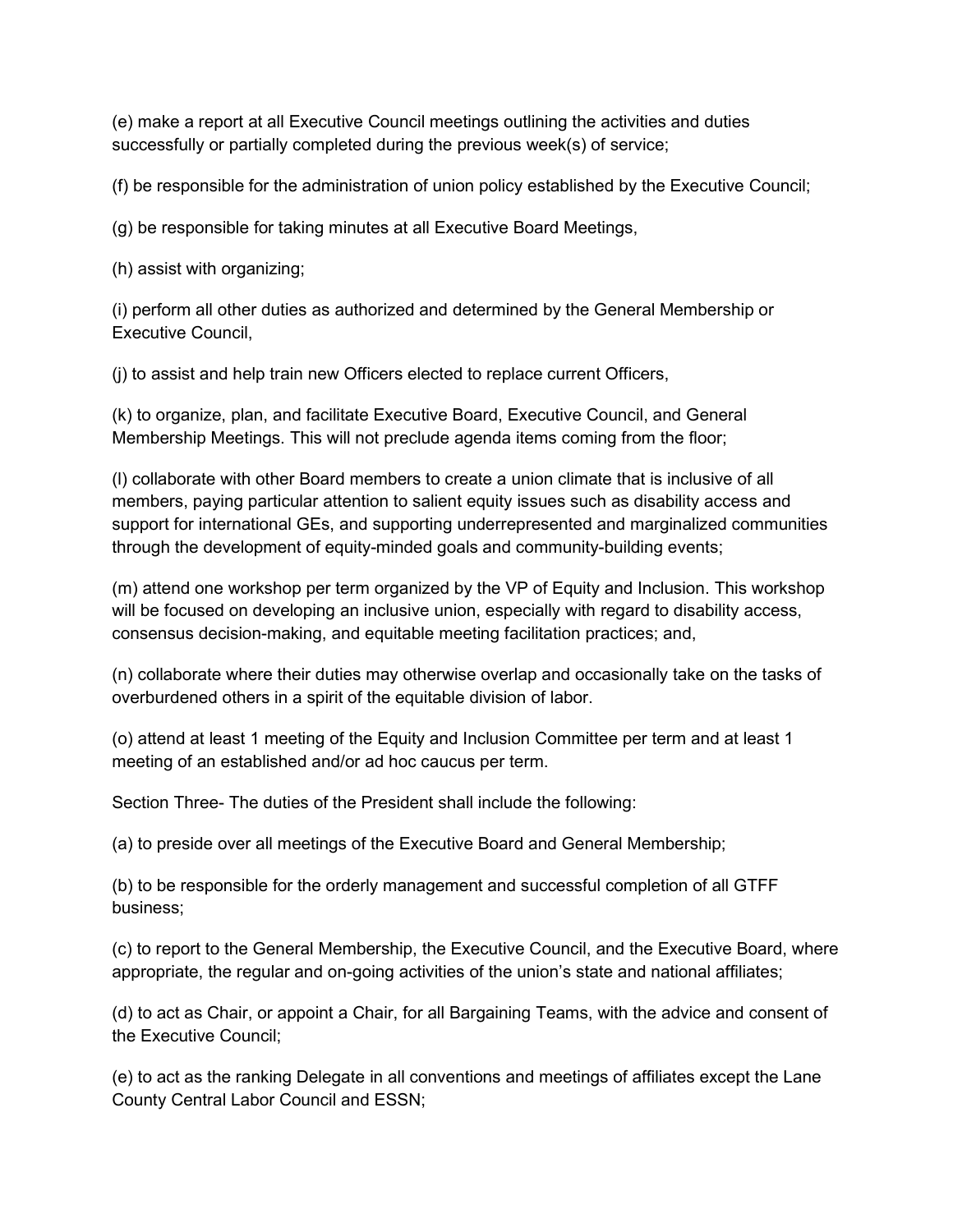(e) make a report at all Executive Council meetings outlining the activities and duties successfully or partially completed during the previous week(s) of service;

(f) be responsible for the administration of union policy established by the Executive Council;

(g) be responsible for taking minutes at all Executive Board Meetings,

(h) assist with organizing;

(i) perform all other duties as authorized and determined by the General Membership or Executive Council,

(j) to assist and help train new Officers elected to replace current Officers,

(k) to organize, plan, and facilitate Executive Board, Executive Council, and General Membership Meetings. This will not preclude agenda items coming from the floor;

(l) collaborate with other Board members to create a union climate that is inclusive of all members, paying particular attention to salient equity issues such as disability access and support for international GEs, and supporting underrepresented and marginalized communities through the development of equity-minded goals and community-building events;

(m) attend one workshop per term organized by the VP of Equity and Inclusion. This workshop will be focused on developing an inclusive union, especially with regard to disability access, consensus decision-making, and equitable meeting facilitation practices; and,

(n) collaborate where their duties may otherwise overlap and occasionally take on the tasks of overburdened others in a spirit of the equitable division of labor.

(o) attend at least 1 meeting of the Equity and Inclusion Committee per term and at least 1 meeting of an established and/or ad hoc caucus per term.

Section Three- The duties of the President shall include the following:

(a) to preside over all meetings of the Executive Board and General Membership;

(b) to be responsible for the orderly management and successful completion of all GTFF business;

(c) to report to the General Membership, the Executive Council, and the Executive Board, where appropriate, the regular and on-going activities of the union's state and national affiliates;

(d) to act as Chair, or appoint a Chair, for all Bargaining Teams, with the advice and consent of the Executive Council;

(e) to act as the ranking Delegate in all conventions and meetings of affiliates except the Lane County Central Labor Council and ESSN;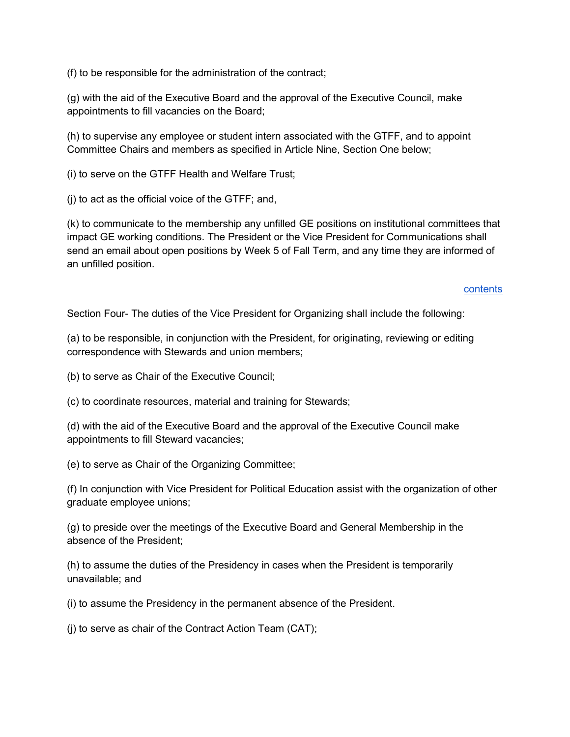(f) to be responsible for the administration of the contract;

(g) with the aid of the Executive Board and the approval of the Executive Council, make appointments to fill vacancies on the Board;

(h) to supervise any employee or student intern associated with the GTFF, and to appoint Committee Chairs and members as specified in Article Nine, Section One below;

(i) to serve on the GTFF Health and Welfare Trust;

(j) to act as the official voice of the GTFF; and,

(k) to communicate to the membership any unfilled GE positions on institutional committees that impact GE working conditions. The President or the Vice President for Communications shall send an email about open positions by Week 5 of Fall Term, and any time they are informed of an unfilled position.

contents

Section Four- The duties of the Vice President for Organizing shall include the following:

(a) to be responsible, in conjunction with the President, for originating, reviewing or editing correspondence with Stewards and union members;

(b) to serve as Chair of the Executive Council;

(c) to coordinate resources, material and training for Stewards;

(d) with the aid of the Executive Board and the approval of the Executive Council make appointments to fill Steward vacancies;

(e) to serve as Chair of the Organizing Committee;

(f) In conjunction with Vice President for Political Education assist with the organization of other graduate employee unions;

(g) to preside over the meetings of the Executive Board and General Membership in the absence of the President;

(h) to assume the duties of the Presidency in cases when the President is temporarily unavailable; and

(i) to assume the Presidency in the permanent absence of the President.

(j) to serve as chair of the Contract Action Team (CAT);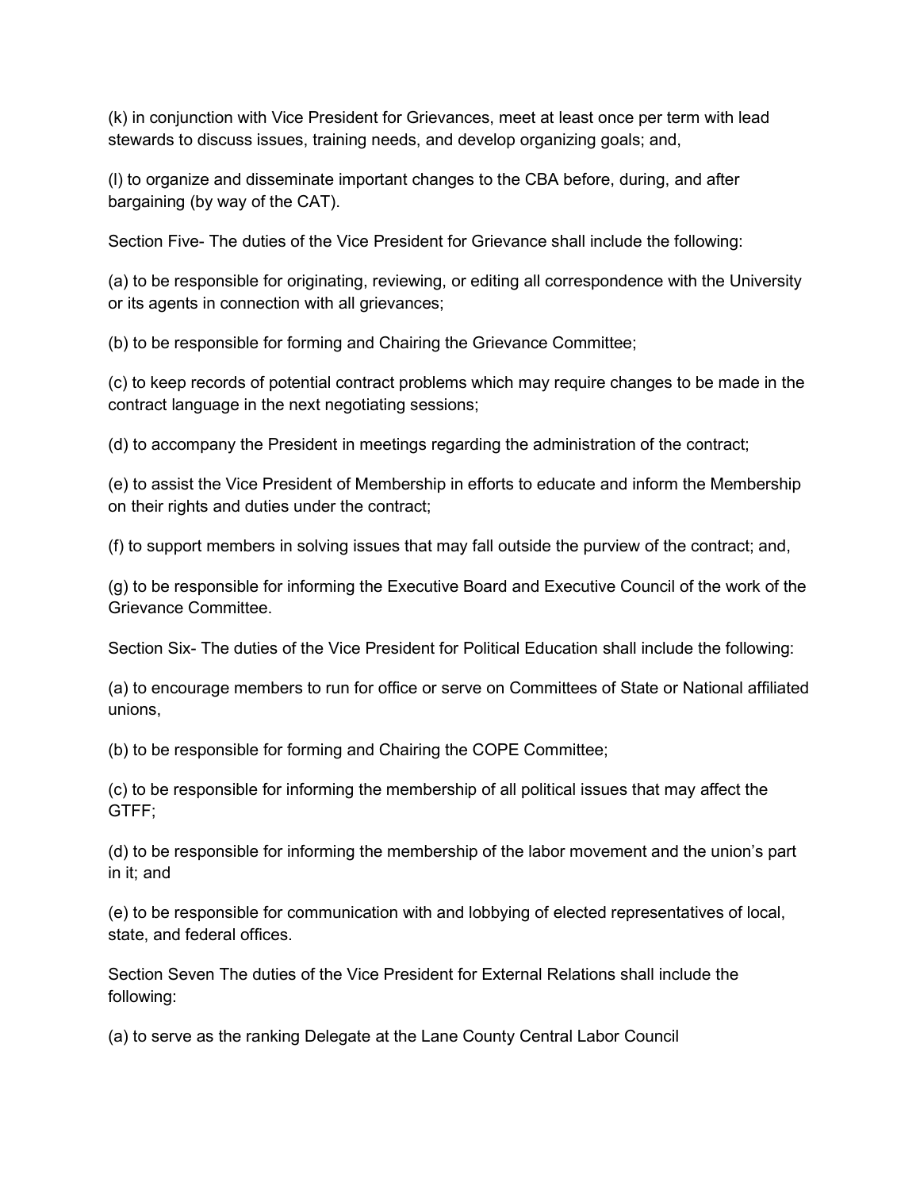(k) in conjunction with Vice President for Grievances, meet at least once per term with lead stewards to discuss issues, training needs, and develop organizing goals; and,

(l) to organize and disseminate important changes to the CBA before, during, and after bargaining (by way of the CAT).

Section Five- The duties of the Vice President for Grievance shall include the following:

(a) to be responsible for originating, reviewing, or editing all correspondence with the University or its agents in connection with all grievances;

(b) to be responsible for forming and Chairing the Grievance Committee;

(c) to keep records of potential contract problems which may require changes to be made in the contract language in the next negotiating sessions;

(d) to accompany the President in meetings regarding the administration of the contract;

(e) to assist the Vice President of Membership in efforts to educate and inform the Membership on their rights and duties under the contract;

(f) to support members in solving issues that may fall outside the purview of the contract; and,

(g) to be responsible for informing the Executive Board and Executive Council of the work of the Grievance Committee.

Section Six- The duties of the Vice President for Political Education shall include the following:

(a) to encourage members to run for office or serve on Committees of State or National affiliated unions,

(b) to be responsible for forming and Chairing the COPE Committee;

(c) to be responsible for informing the membership of all political issues that may affect the GTFF;

(d) to be responsible for informing the membership of the labor movement and the union's part in it; and

(e) to be responsible for communication with and lobbying of elected representatives of local, state, and federal offices.

Section Seven The duties of the Vice President for External Relations shall include the following:

(a) to serve as the ranking Delegate at the Lane County Central Labor Council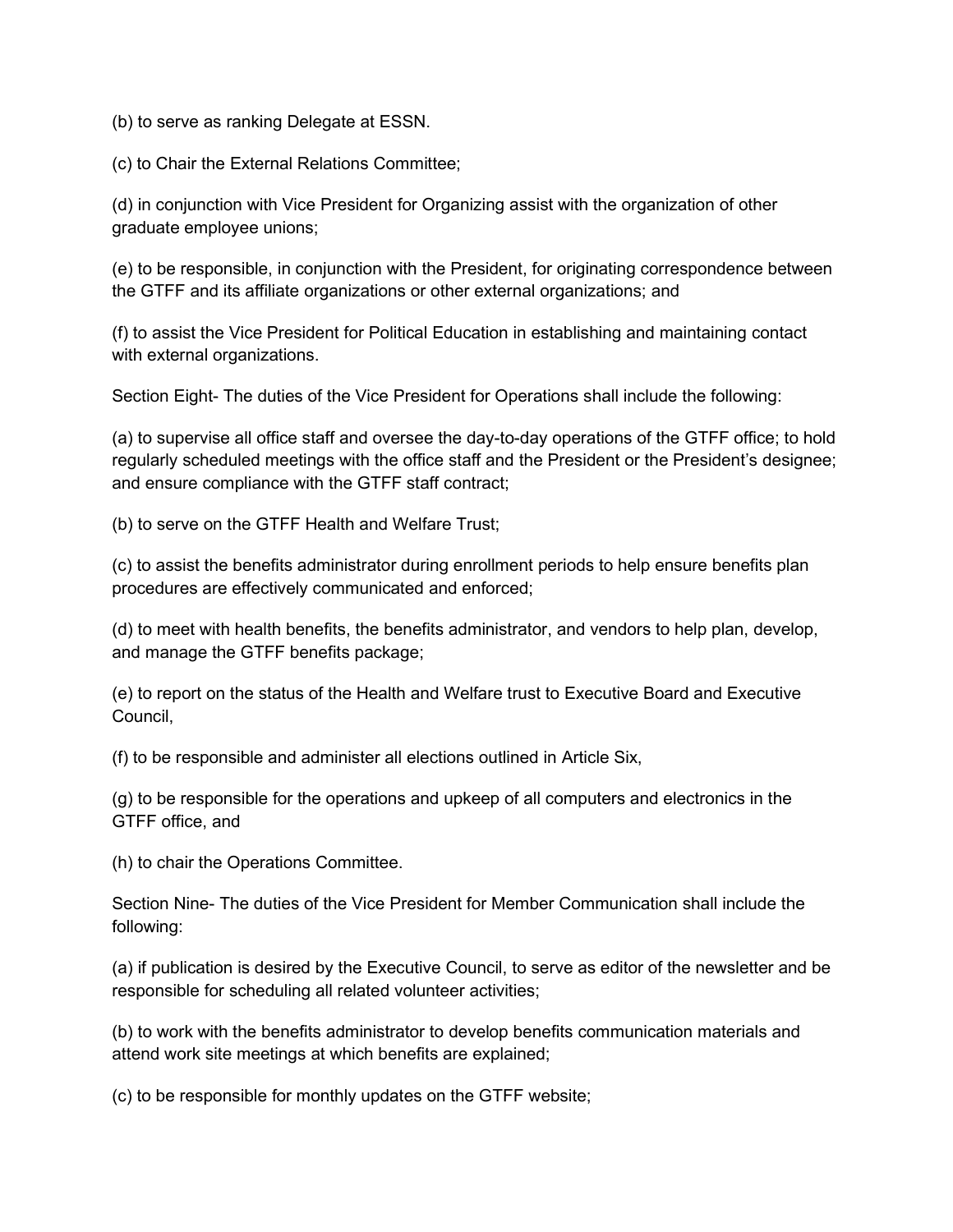(b) to serve as ranking Delegate at ESSN.

(c) to Chair the External Relations Committee;

(d) in conjunction with Vice President for Organizing assist with the organization of other graduate employee unions;

(e) to be responsible, in conjunction with the President, for originating correspondence between the GTFF and its affiliate organizations or other external organizations; and

(f) to assist the Vice President for Political Education in establishing and maintaining contact with external organizations.

Section Eight- The duties of the Vice President for Operations shall include the following:

(a) to supervise all office staff and oversee the day-to-day operations of the GTFF office; to hold regularly scheduled meetings with the office staff and the President or the President's designee; and ensure compliance with the GTFF staff contract;

(b) to serve on the GTFF Health and Welfare Trust;

(c) to assist the benefits administrator during enrollment periods to help ensure benefits plan procedures are effectively communicated and enforced;

(d) to meet with health benefits, the benefits administrator, and vendors to help plan, develop, and manage the GTFF benefits package;

(e) to report on the status of the Health and Welfare trust to Executive Board and Executive Council,

(f) to be responsible and administer all elections outlined in Article Six,

(g) to be responsible for the operations and upkeep of all computers and electronics in the GTFF office, and

(h) to chair the Operations Committee.

Section Nine- The duties of the Vice President for Member Communication shall include the following:

(a) if publication is desired by the Executive Council, to serve as editor of the newsletter and be responsible for scheduling all related volunteer activities;

(b) to work with the benefits administrator to develop benefits communication materials and attend work site meetings at which benefits are explained;

(c) to be responsible for monthly updates on the GTFF website;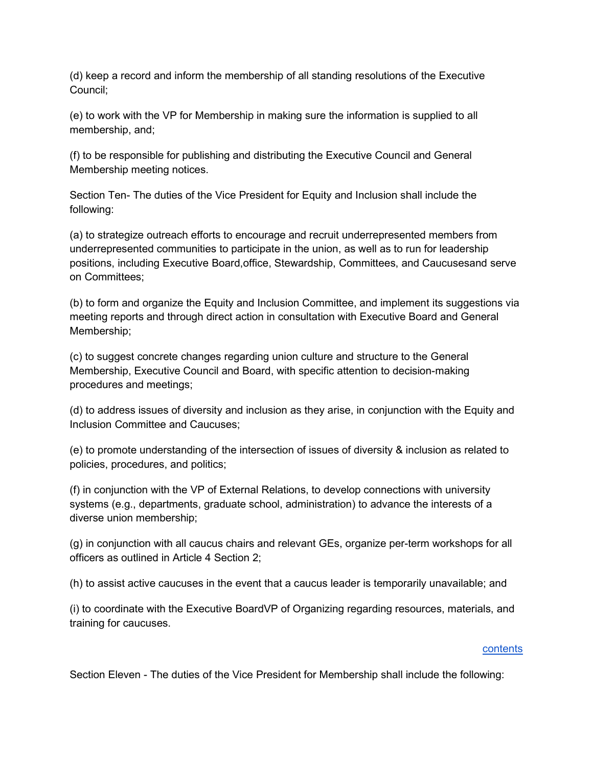(d) keep a record and inform the membership of all standing resolutions of the Executive Council;

(e) to work with the VP for Membership in making sure the information is supplied to all membership, and;

(f) to be responsible for publishing and distributing the Executive Council and General Membership meeting notices.

Section Ten- The duties of the Vice President for Equity and Inclusion shall include the following:

(a) to strategize outreach efforts to encourage and recruit underrepresented members from underrepresented communities to participate in the union, as well as to run for leadership positions, including Executive Board,office, Stewardship, Committees, and Caucusesand serve on Committees;

(b) to form and organize the Equity and Inclusion Committee, and implement its suggestions via meeting reports and through direct action in consultation with Executive Board and General Membership;

(c) to suggest concrete changes regarding union culture and structure to the General Membership, Executive Council and Board, with specific attention to decision-making procedures and meetings;

(d) to address issues of diversity and inclusion as they arise, in conjunction with the Equity and Inclusion Committee and Caucuses;

(e) to promote understanding of the intersection of issues of diversity & inclusion as related to policies, procedures, and politics;

(f) in conjunction with the VP of External Relations, to develop connections with university systems (e.g., departments, graduate school, administration) to advance the interests of a diverse union membership;

(g) in conjunction with all caucus chairs and relevant GEs, organize per-term workshops for all officers as outlined in Article 4 Section 2;

(h) to assist active caucuses in the event that a caucus leader is temporarily unavailable; and

(i) to coordinate with the Executive BoardVP of Organizing regarding resources, materials, and training for caucuses.

contents

Section Eleven - The duties of the Vice President for Membership shall include the following: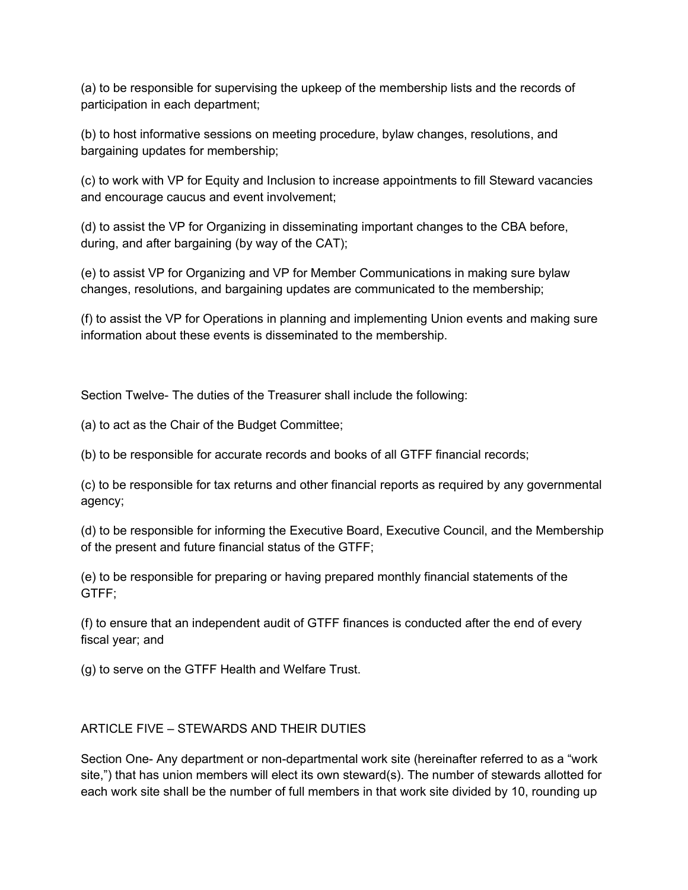(a) to be responsible for supervising the upkeep of the membership lists and the records of participation in each department;

(b) to host informative sessions on meeting procedure, bylaw changes, resolutions, and bargaining updates for membership;

(c) to work with VP for Equity and Inclusion to increase appointments to fill Steward vacancies and encourage caucus and event involvement;

(d) to assist the VP for Organizing in disseminating important changes to the CBA before, during, and after bargaining (by way of the CAT);

(e) to assist VP for Organizing and VP for Member Communications in making sure bylaw changes, resolutions, and bargaining updates are communicated to the membership;

(f) to assist the VP for Operations in planning and implementing Union events and making sure information about these events is disseminated to the membership.

Section Twelve- The duties of the Treasurer shall include the following:

(a) to act as the Chair of the Budget Committee;

(b) to be responsible for accurate records and books of all GTFF financial records;

(c) to be responsible for tax returns and other financial reports as required by any governmental agency;

(d) to be responsible for informing the Executive Board, Executive Council, and the Membership of the present and future financial status of the GTFF;

(e) to be responsible for preparing or having prepared monthly financial statements of the GTFF;

(f) to ensure that an independent audit of GTFF finances is conducted after the end of every fiscal year; and

(g) to serve on the GTFF Health and Welfare Trust.

## ARTICLE FIVE – STEWARDS AND THEIR DUTIES

Section One- Any department or non-departmental work site (hereinafter referred to as a "work site,") that has union members will elect its own steward(s). The number of stewards allotted for each work site shall be the number of full members in that work site divided by 10, rounding up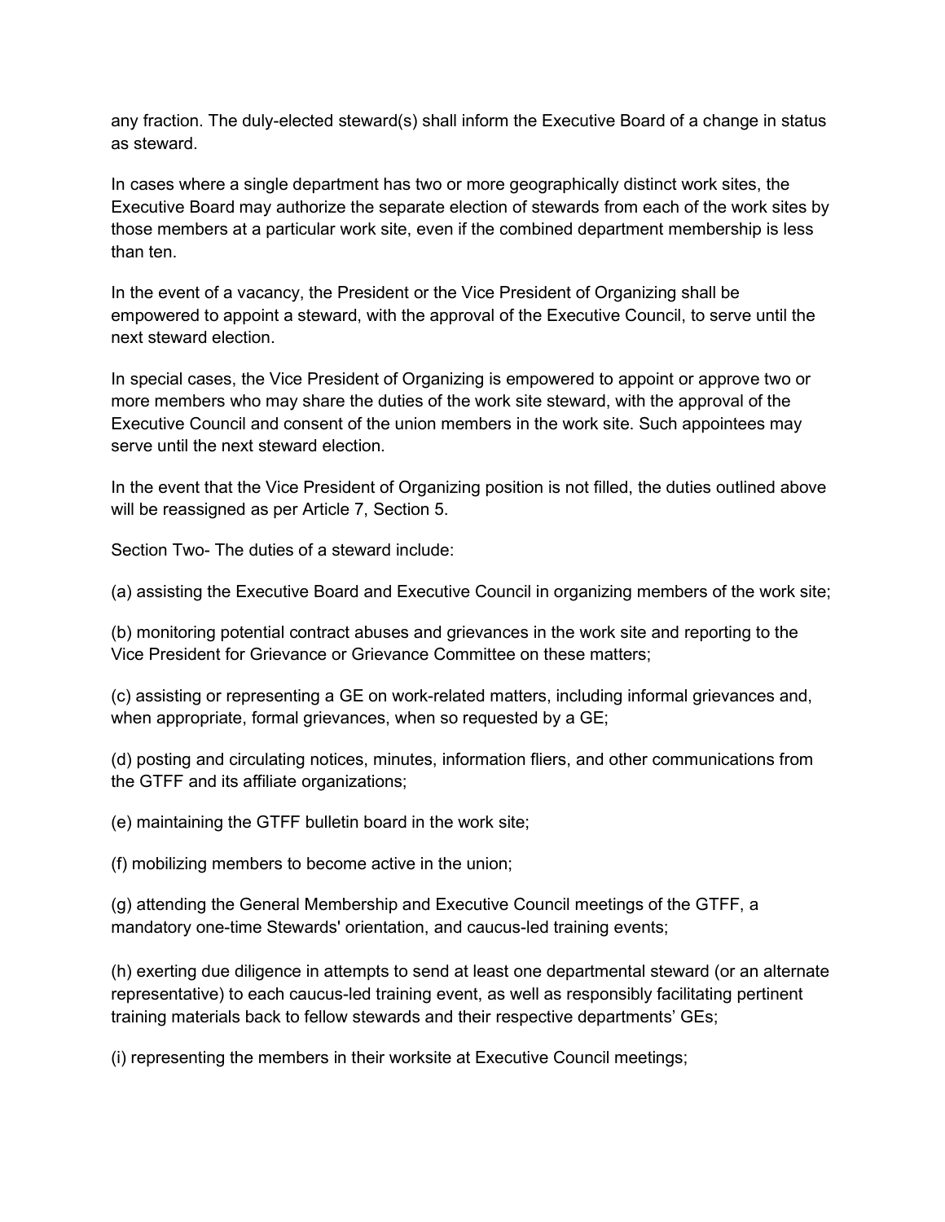any fraction. The duly-elected steward(s) shall inform the Executive Board of a change in status as steward.

In cases where a single department has two or more geographically distinct work sites, the Executive Board may authorize the separate election of stewards from each of the work sites by those members at a particular work site, even if the combined department membership is less than ten.

In the event of a vacancy, the President or the Vice President of Organizing shall be empowered to appoint a steward, with the approval of the Executive Council, to serve until the next steward election.

In special cases, the Vice President of Organizing is empowered to appoint or approve two or more members who may share the duties of the work site steward, with the approval of the Executive Council and consent of the union members in the work site. Such appointees may serve until the next steward election.

In the event that the Vice President of Organizing position is not filled, the duties outlined above will be reassigned as per Article 7, Section 5.

Section Two- The duties of a steward include:

(a) assisting the Executive Board and Executive Council in organizing members of the work site;

(b) monitoring potential contract abuses and grievances in the work site and reporting to the Vice President for Grievance or Grievance Committee on these matters;

(c) assisting or representing a GE on work-related matters, including informal grievances and, when appropriate, formal grievances, when so requested by a GE;

(d) posting and circulating notices, minutes, information fliers, and other communications from the GTFF and its affiliate organizations;

(e) maintaining the GTFF bulletin board in the work site;

(f) mobilizing members to become active in the union;

(g) attending the General Membership and Executive Council meetings of the GTFF, a mandatory one-time Stewards' orientation, and caucus-led training events;

(h) exerting due diligence in attempts to send at least one departmental steward (or an alternate representative) to each caucus-led training event, as well as responsibly facilitating pertinent training materials back to fellow stewards and their respective departments' GEs;

(i) representing the members in their worksite at Executive Council meetings;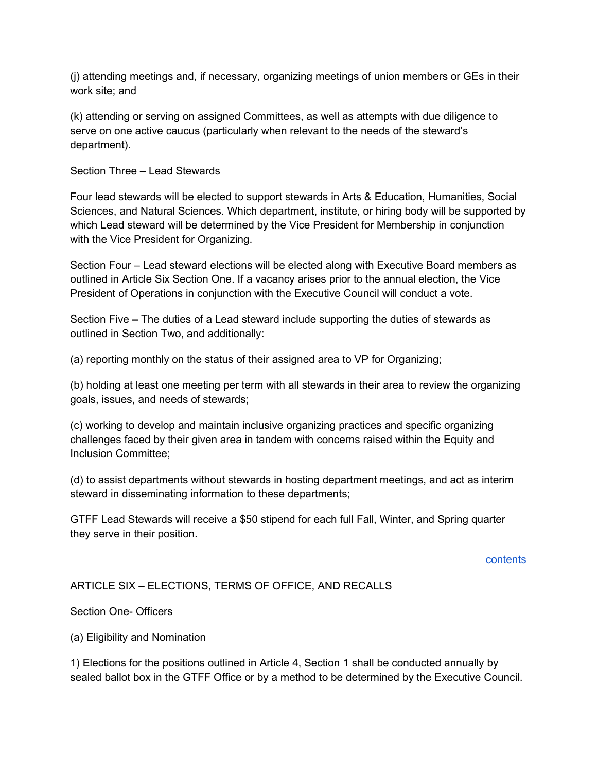(j) attending meetings and, if necessary, organizing meetings of union members or GEs in their work site; and

(k) attending or serving on assigned Committees, as well as attempts with due diligence to serve on one active caucus (particularly when relevant to the needs of the steward's department).

Section Three – Lead Stewards

Four lead stewards will be elected to support stewards in Arts & Education, Humanities, Social Sciences, and Natural Sciences. Which department, institute, or hiring body will be supported by which Lead steward will be determined by the Vice President for Membership in conjunction with the Vice President for Organizing.

Section Four – Lead steward elections will be elected along with Executive Board members as outlined in Article Six Section One. If a vacancy arises prior to the annual election, the Vice President of Operations in conjunction with the Executive Council will conduct a vote.

Section Five **–** The duties of a Lead steward include supporting the duties of stewards as outlined in Section Two, and additionally:

(a) reporting monthly on the status of their assigned area to VP for Organizing;

(b) holding at least one meeting per term with all stewards in their area to review the organizing goals, issues, and needs of stewards;

(c) working to develop and maintain inclusive organizing practices and specific organizing challenges faced by their given area in tandem with concerns raised within the Equity and Inclusion Committee;

(d) to assist departments without stewards in hosting department meetings, and act as interim steward in disseminating information to these departments;

GTFF Lead Stewards will receive a $50 stipend for each full Fall, Winter, and Spring quarter they serve in their position.

contents

## ARTICLE SIX – ELECTIONS, TERMS OF OFFICE, AND RECALLS

Section One- Officers

(a) Eligibility and Nomination

1) Elections for the positions outlined in Article 4, Section 1 shall be conducted annually by sealed ballot box in the GTFF Office or by a method to be determined by the Executive Council.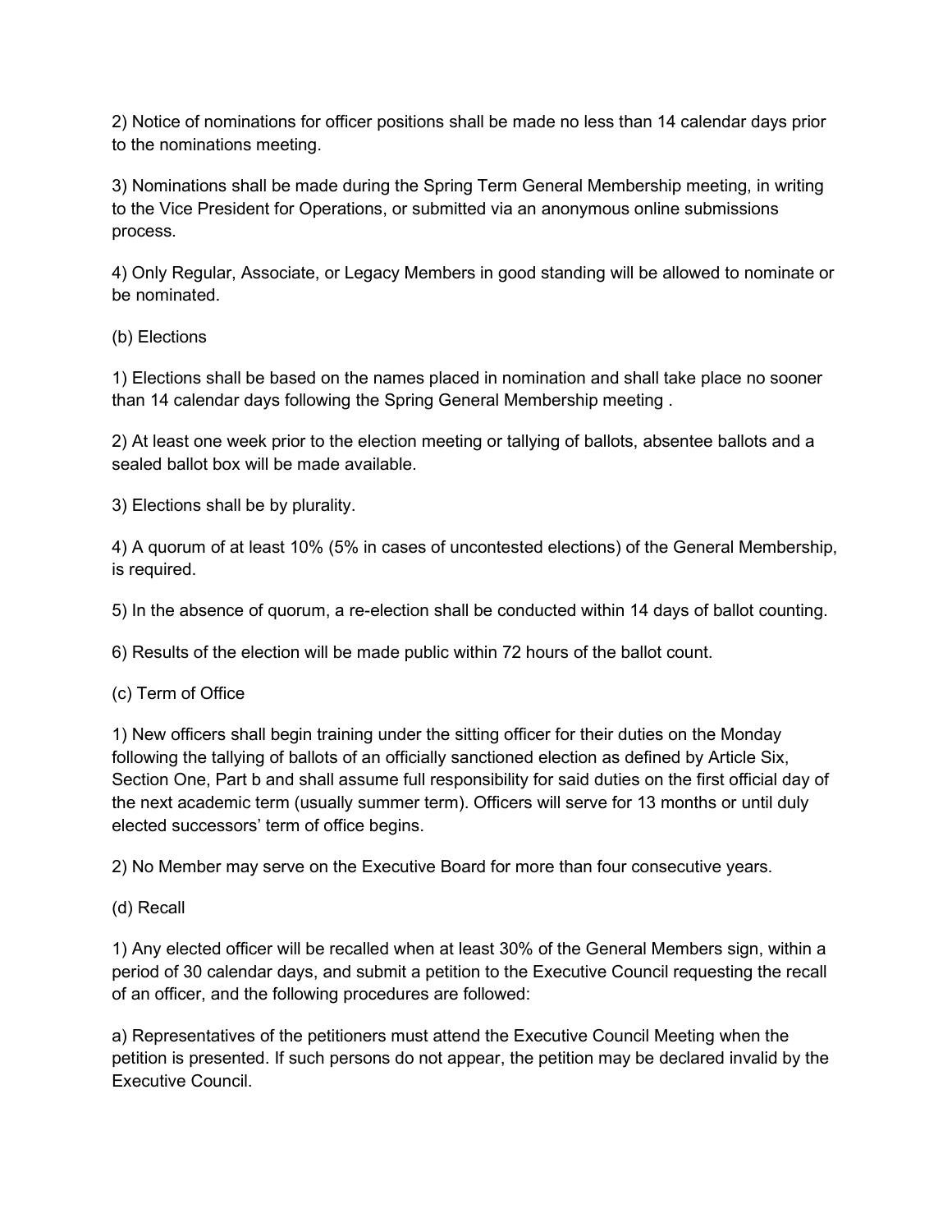2) Notice of nominations for officer positions shall be made no less than 14 calendar days prior to the nominations meeting.

3) Nominations shall be made during the Spring Term General Membership meeting, in writing to the Vice President for Operations, or submitted via an anonymous online submissions process.

4) Only Regular, Associate, or Legacy Members in good standing will be allowed to nominate or be nominated.

(b) Elections

1) Elections shall be based on the names placed in nomination and shall take place no sooner than 14 calendar days following the Spring General Membership meeting .

2) At least one week prior to the election meeting or tallying of ballots, absentee ballots and a sealed ballot box will be made available.

3) Elections shall be by plurality.

4) A quorum of at least 10% (5% in cases of uncontested elections) of the General Membership, is required.

5) In the absence of quorum, a re-election shall be conducted within 14 days of ballot counting.

6) Results of the election will be made public within 72 hours of the ballot count.

(c) Term of Office

1) New officers shall begin training under the sitting officer for their duties on the Monday following the tallying of ballots of an officially sanctioned election as defined by Article Six, Section One, Part b and shall assume full responsibility for said duties on the first official day of the next academic term (usually summer term). Officers will serve for 13 months or until duly elected successors' term of office begins.

2) No Member may serve on the Executive Board for more than four consecutive years.

(d) Recall

1) Any elected officer will be recalled when at least 30% of the General Members sign, within a period of 30 calendar days, and submit a petition to the Executive Council requesting the recall of an officer, and the following procedures are followed:

a) Representatives of the petitioners must attend the Executive Council Meeting when the petition is presented. If such persons do not appear, the petition may be declared invalid by the Executive Council.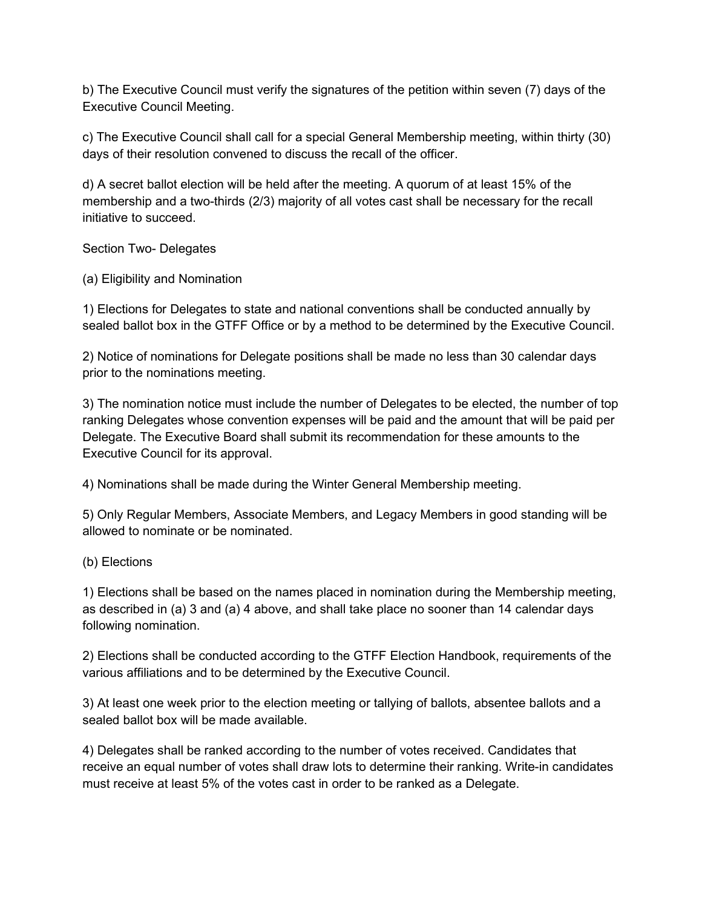b) The Executive Council must verify the signatures of the petition within seven (7) days of the Executive Council Meeting.

c) The Executive Council shall call for a special General Membership meeting, within thirty (30) days of their resolution convened to discuss the recall of the officer.

d) A secret ballot election will be held after the meeting. A quorum of at least 15% of the membership and a two-thirds (2/3) majority of all votes cast shall be necessary for the recall initiative to succeed.

Section Two- Delegates

(a) Eligibility and Nomination

1) Elections for Delegates to state and national conventions shall be conducted annually by sealed ballot box in the GTFF Office or by a method to be determined by the Executive Council.

2) Notice of nominations for Delegate positions shall be made no less than 30 calendar days prior to the nominations meeting.

3) The nomination notice must include the number of Delegates to be elected, the number of top ranking Delegates whose convention expenses will be paid and the amount that will be paid per Delegate. The Executive Board shall submit its recommendation for these amounts to the Executive Council for its approval.

4) Nominations shall be made during the Winter General Membership meeting.

5) Only Regular Members, Associate Members, and Legacy Members in good standing will be allowed to nominate or be nominated.

(b) Elections

1) Elections shall be based on the names placed in nomination during the Membership meeting, as described in (a) 3 and (a) 4 above, and shall take place no sooner than 14 calendar days following nomination.

2) Elections shall be conducted according to the GTFF Election Handbook, requirements of the various affiliations and to be determined by the Executive Council.

3) At least one week prior to the election meeting or tallying of ballots, absentee ballots and a sealed ballot box will be made available.

4) Delegates shall be ranked according to the number of votes received. Candidates that receive an equal number of votes shall draw lots to determine their ranking. Write-in candidates must receive at least 5% of the votes cast in order to be ranked as a Delegate.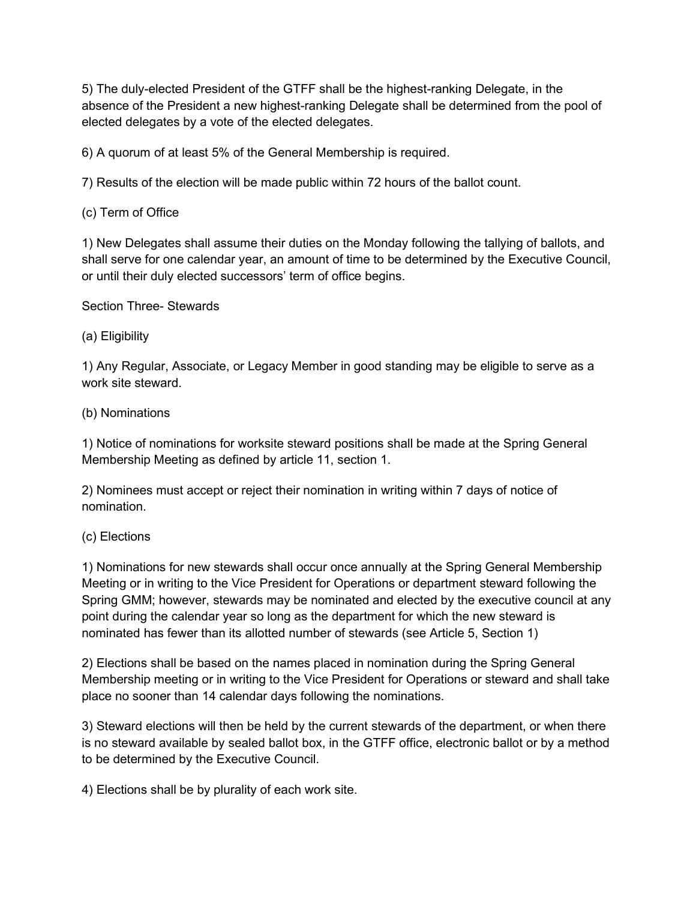5) The duly-elected President of the GTFF shall be the highest-ranking Delegate, in the absence of the President a new highest-ranking Delegate shall be determined from the pool of elected delegates by a vote of the elected delegates.

6) A quorum of at least 5% of the General Membership is required.

7) Results of the election will be made public within 72 hours of the ballot count.

(c) Term of Office

1) New Delegates shall assume their duties on the Monday following the tallying of ballots, and shall serve for one calendar year, an amount of time to be determined by the Executive Council, or until their duly elected successors' term of office begins.

Section Three- Stewards

(a) Eligibility

1) Any Regular, Associate, or Legacy Member in good standing may be eligible to serve as a work site steward.

(b) Nominations

1) Notice of nominations for worksite steward positions shall be made at the Spring General Membership Meeting as defined by article 11, section 1.

2) Nominees must accept or reject their nomination in writing within 7 days of notice of nomination.

(c) Elections

1) Nominations for new stewards shall occur once annually at the Spring General Membership Meeting or in writing to the Vice President for Operations or department steward following the Spring GMM; however, stewards may be nominated and elected by the executive council at any point during the calendar year so long as the department for which the new steward is nominated has fewer than its allotted number of stewards (see Article 5, Section 1)

2) Elections shall be based on the names placed in nomination during the Spring General Membership meeting or in writing to the Vice President for Operations or steward and shall take place no sooner than 14 calendar days following the nominations.

3) Steward elections will then be held by the current stewards of the department, or when there is no steward available by sealed ballot box, in the GTFF office, electronic ballot or by a method to be determined by the Executive Council.

4) Elections shall be by plurality of each work site.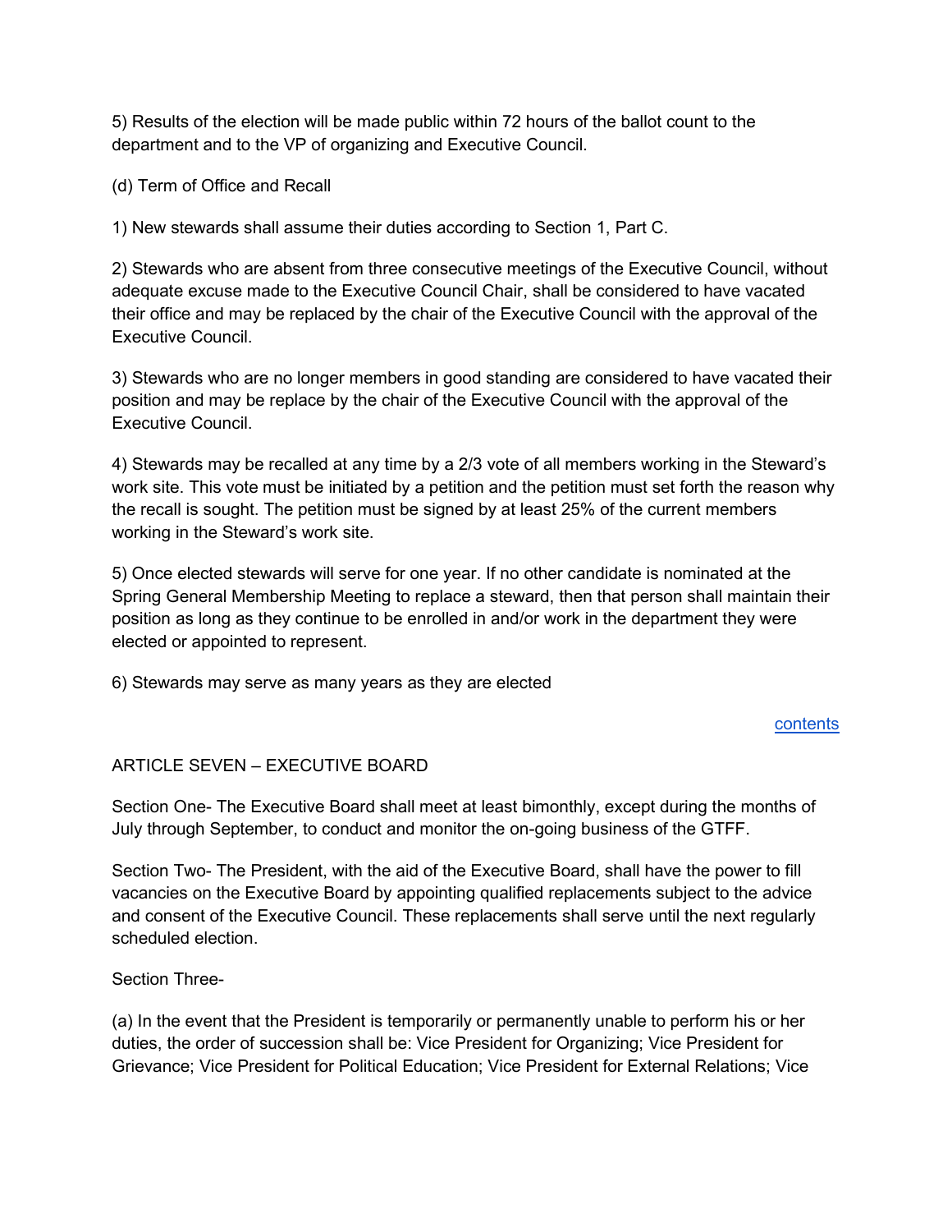5) Results of the election will be made public within 72 hours of the ballot count to the department and to the VP of organizing and Executive Council.

(d) Term of Office and Recall

1) New stewards shall assume their duties according to Section 1, Part C.

2) Stewards who are absent from three consecutive meetings of the Executive Council, without adequate excuse made to the Executive Council Chair, shall be considered to have vacated their office and may be replaced by the chair of the Executive Council with the approval of the Executive Council.

3) Stewards who are no longer members in good standing are considered to have vacated their position and may be replace by the chair of the Executive Council with the approval of the Executive Council.

4) Stewards may be recalled at any time by a 2/3 vote of all members working in the Steward's work site. This vote must be initiated by a petition and the petition must set forth the reason why the recall is sought. The petition must be signed by at least 25% of the current members working in the Steward's work site.

5) Once elected stewards will serve for one year. If no other candidate is nominated at the Spring General Membership Meeting to replace a steward, then that person shall maintain their position as long as they continue to be enrolled in and/or work in the department they were elected or appointed to represent.

6) Stewards may serve as many years as they are elected

contents

## ARTICLE SEVEN – EXECUTIVE BOARD

Section One- The Executive Board shall meet at least bimonthly, except during the months of July through September, to conduct and monitor the on-going business of the GTFF.

Section Two- The President, with the aid of the Executive Board, shall have the power to fill vacancies on the Executive Board by appointing qualified replacements subject to the advice and consent of the Executive Council. These replacements shall serve until the next regularly scheduled election.

Section Three-

(a) In the event that the President is temporarily or permanently unable to perform his or her duties, the order of succession shall be: Vice President for Organizing; Vice President for Grievance; Vice President for Political Education; Vice President for External Relations; Vice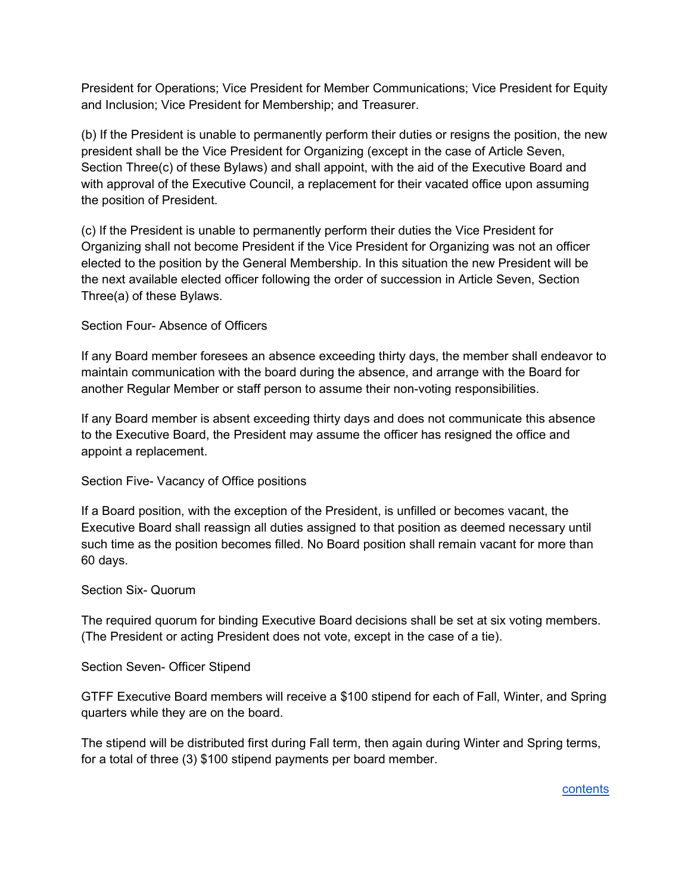President for Operations; Vice President for Member Communications; Vice President for Equity and Inclusion; Vice President for Membership; and Treasurer.

(b) If the President is unable to permanently perform their duties or resigns the position, the new president shall be the Vice President for Organizing (except in the case of Article Seven, Section Three(c) of these Bylaws) and shall appoint, with the aid of the Executive Board and with approval of the Executive Council, a replacement for their vacated office upon assuming the position of President.

(c) If the President is unable to permanently perform their duties the Vice President for Organizing shall not become President if the Vice President for Organizing was not an officer elected to the position by the General Membership. In this situation the new President will be the next available elected officer following the order of succession in Article Seven, Section Three(a) of these Bylaws.

Section Four- Absence of Officers

If any Board member foresees an absence exceeding thirty days, the member shall endeavor to maintain communication with the board during the absence, and arrange with the Board for another Regular Member or staff person to assume their non-voting responsibilities.

If any Board member is absent exceeding thirty days and does not communicate this absence to the Executive Board, the President may assume the officer has resigned the office and appoint a replacement.

Section Five- Vacancy of Office positions

If a Board position, with the exception of the President, is unfilled or becomes vacant, the Executive Board shall reassign all duties assigned to that position as deemed necessary until such time as the position becomes filled. No Board position shall remain vacant for more than 60 days.

Section Six- Quorum

The required quorum for binding Executive Board decisions shall be set at six voting members. (The President or acting President does not vote, except in the case of a tie).

Section Seven- Officer Stipend

GTFF Executive Board members will receive a $100 stipend for each of Fall, Winter, and Spring quarters while they are on the board.

The stipend will be distributed first during Fall term, then again during Winter and Spring terms, for a total of three (3) $100 stipend payments per board member.

contents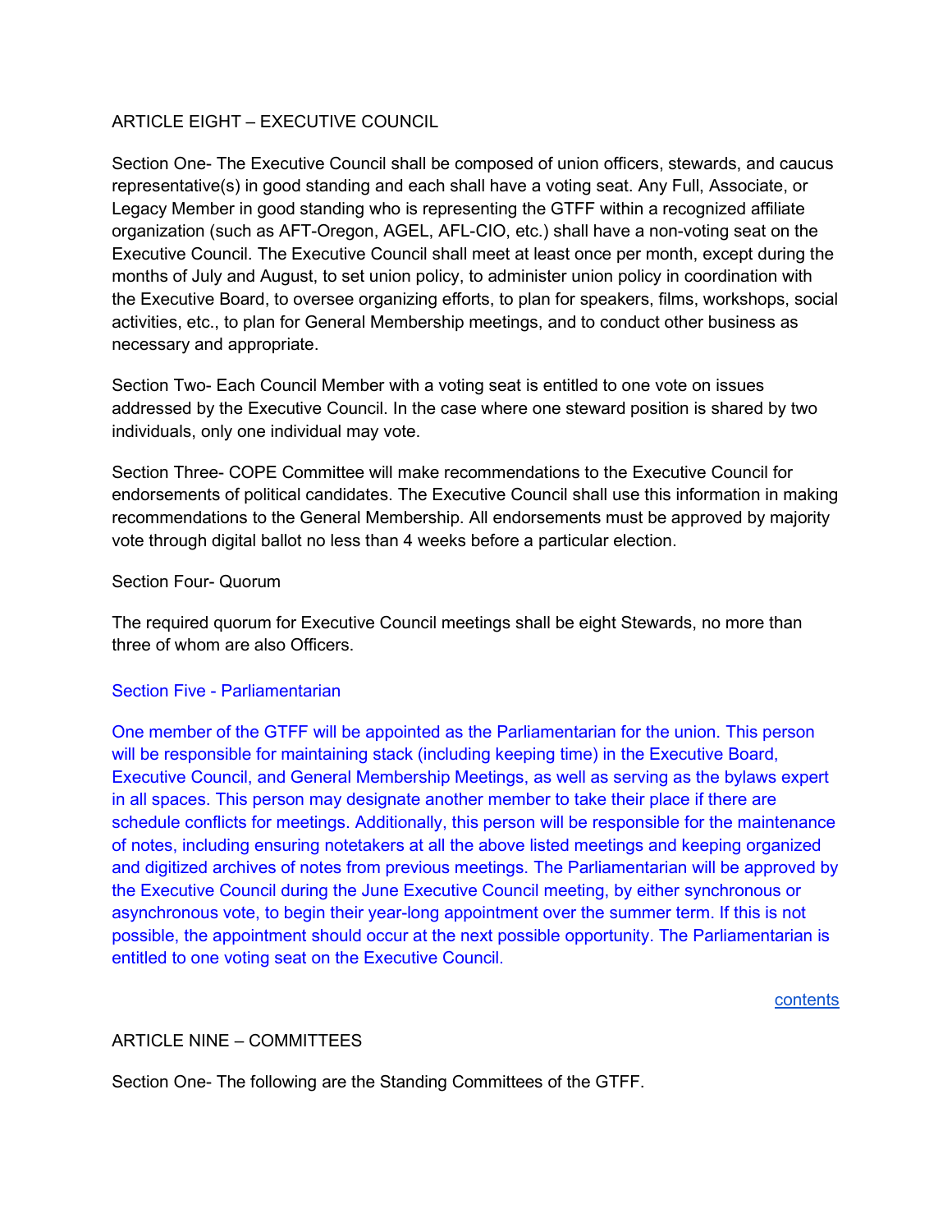## ARTICLE EIGHT – EXECUTIVE COUNCIL

Section One- The Executive Council shall be composed of union officers, stewards, and caucus representative(s) in good standing and each shall have a voting seat. Any Full, Associate, or Legacy Member in good standing who is representing the GTFF within a recognized affiliate organization (such as AFT-Oregon, AGEL, AFL-CIO, etc.) shall have a non-voting seat on the Executive Council. The Executive Council shall meet at least once per month, except during the months of July and August, to set union policy, to administer union policy in coordination with the Executive Board, to oversee organizing efforts, to plan for speakers, films, workshops, social activities, etc., to plan for General Membership meetings, and to conduct other business as necessary and appropriate.

Section Two- Each Council Member with a voting seat is entitled to one vote on issues addressed by the Executive Council. In the case where one steward position is shared by two individuals, only one individual may vote.

Section Three- COPE Committee will make recommendations to the Executive Council for endorsements of political candidates. The Executive Council shall use this information in making recommendations to the General Membership. All endorsements must be approved by majority vote through digital ballot no less than 4 weeks before a particular election.

Section Four- Quorum

The required quorum for Executive Council meetings shall be eight Stewards, no more than three of whom are also Officers.

Section Five - Parliamentarian

One member of the GTFF will be appointed as the Parliamentarian for the union. This person will be responsible for maintaining stack (including keeping time) in the Executive Board, Executive Council, and General Membership Meetings, as well as serving as the bylaws expert in all spaces. This person may designate another member to take their place if there are schedule conflicts for meetings. Additionally, this person will be responsible for the maintenance of notes, including ensuring notetakers at all the above listed meetings and keeping organized and digitized archives of notes from previous meetings. The Parliamentarian will be approved by the Executive Council during the June Executive Council meeting, by either synchronous or asynchronous vote, to begin their year-long appointment over the summer term. If this is not possible, the appointment should occur at the next possible opportunity. The Parliamentarian is entitled to one voting seat on the Executive Council.

contents

## ARTICLE NINE – COMMITTEES

Section One- The following are the Standing Committees of the GTFF.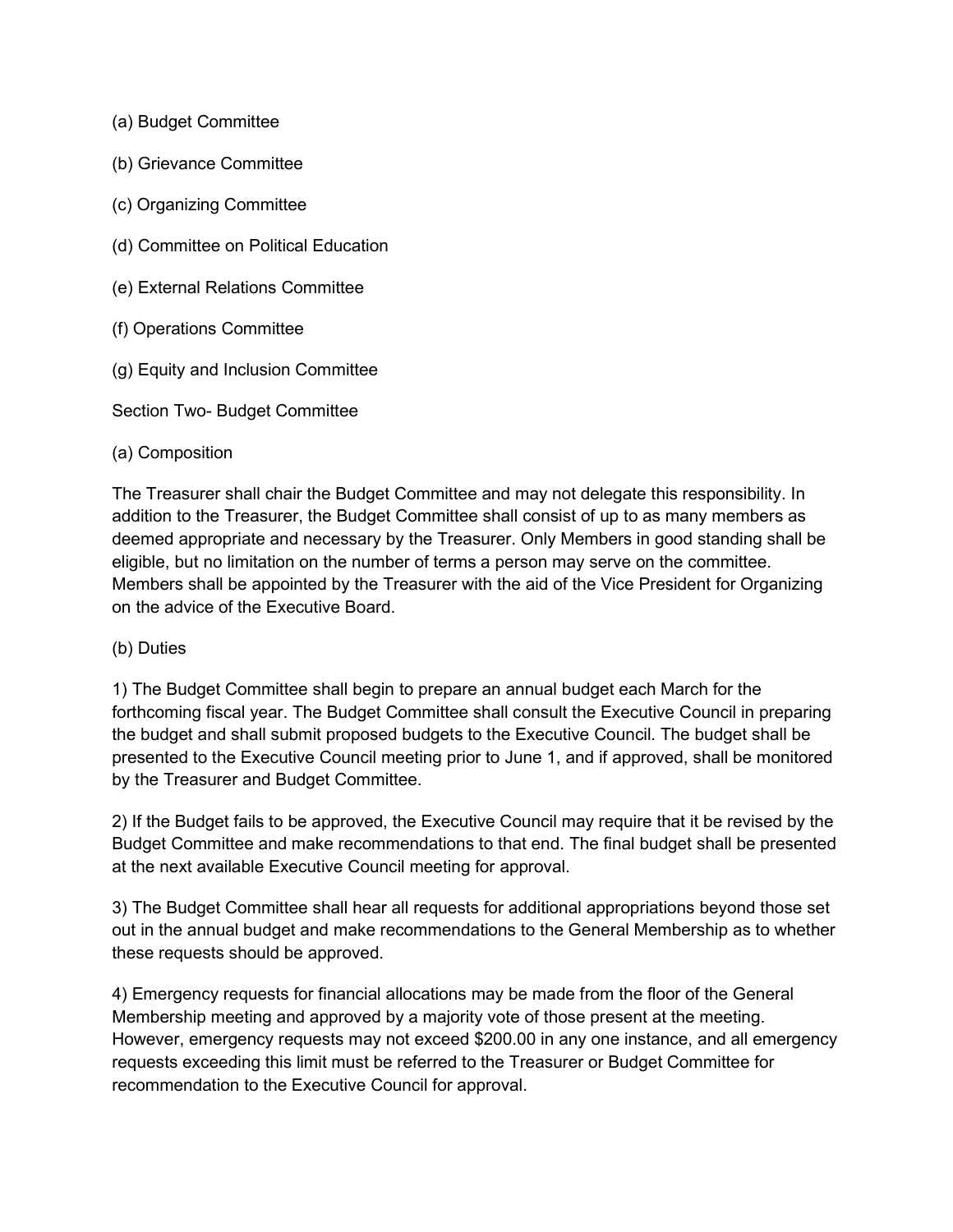(a) Budget Committee

(b) Grievance Committee

(c) Organizing Committee

(d) Committee on Political Education

(e) External Relations Committee

(f) Operations Committee

(g) Equity and Inclusion Committee

Section Two- Budget Committee

(a) Composition

The Treasurer shall chair the Budget Committee and may not delegate this responsibility. In addition to the Treasurer, the Budget Committee shall consist of up to as many members as deemed appropriate and necessary by the Treasurer. Only Members in good standing shall be eligible, but no limitation on the number of terms a person may serve on the committee. Members shall be appointed by the Treasurer with the aid of the Vice President for Organizing on the advice of the Executive Board.

(b) Duties

1) The Budget Committee shall begin to prepare an annual budget each March for the forthcoming fiscal year. The Budget Committee shall consult the Executive Council in preparing the budget and shall submit proposed budgets to the Executive Council. The budget shall be presented to the Executive Council meeting prior to June 1, and if approved, shall be monitored by the Treasurer and Budget Committee.

2) If the Budget fails to be approved, the Executive Council may require that it be revised by the Budget Committee and make recommendations to that end. The final budget shall be presented at the next available Executive Council meeting for approval.

3) The Budget Committee shall hear all requests for additional appropriations beyond those set out in the annual budget and make recommendations to the General Membership as to whether these requests should be approved.

4) Emergency requests for financial allocations may be made from the floor of the General Membership meeting and approved by a majority vote of those present at the meeting. However, emergency requests may not exceed $200.00 in any one instance, and all emergency requests exceeding this limit must be referred to the Treasurer or Budget Committee for recommendation to the Executive Council for approval.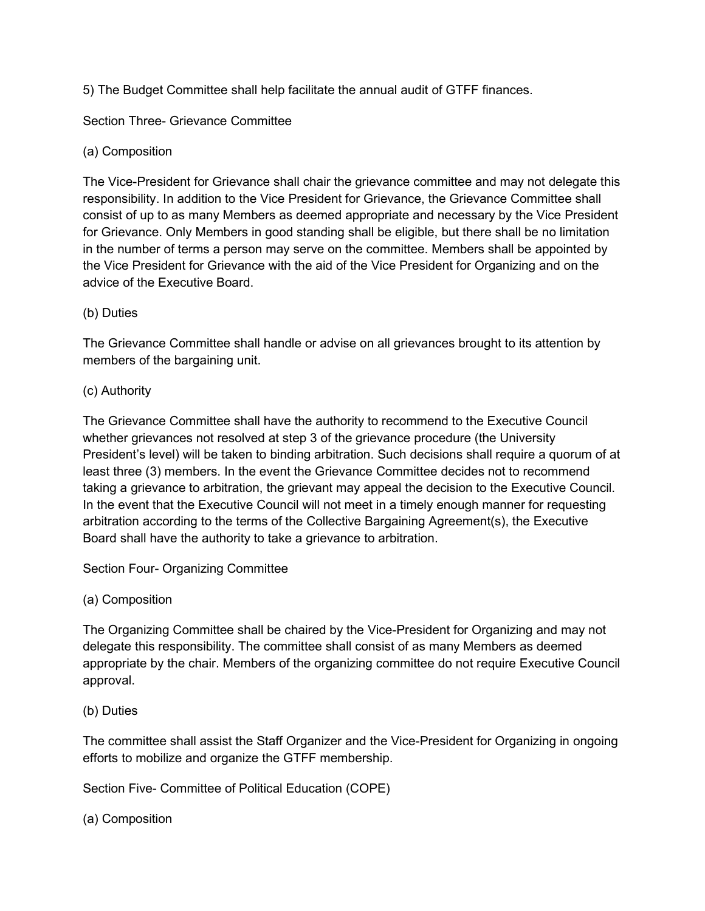5) The Budget Committee shall help facilitate the annual audit of GTFF finances.

## Section Three- Grievance Committee

### (a) Composition

The Vice-President for Grievance shall chair the grievance committee and may not delegate this responsibility. In addition to the Vice President for Grievance, the Grievance Committee shall consist of up to as many Members as deemed appropriate and necessary by the Vice President for Grievance. Only Members in good standing shall be eligible, but there shall be no limitation in the number of terms a person may serve on the committee. Members shall be appointed by the Vice President for Grievance with the aid of the Vice President for Organizing and on the advice of the Executive Board.

### (b) Duties

The Grievance Committee shall handle or advise on all grievances brought to its attention by members of the bargaining unit.

### (c) Authority

The Grievance Committee shall have the authority to recommend to the Executive Council whether grievances not resolved at step 3 of the grievance procedure (the University President's level) will be taken to binding arbitration. Such decisions shall require a quorum of at least three (3) members. In the event the Grievance Committee decides not to recommend taking a grievance to arbitration, the grievant may appeal the decision to the Executive Council. In the event that the Executive Council will not meet in a timely enough manner for requesting arbitration according to the terms of the Collective Bargaining Agreement(s), the Executive Board shall have the authority to take a grievance to arbitration.

## Section Four- Organizing Committee

### (a) Composition

The Organizing Committee shall be chaired by the Vice-President for Organizing and may not delegate this responsibility. The committee shall consist of as many Members as deemed appropriate by the chair. Members of the organizing committee do not require Executive Council approval.

### (b) Duties

The committee shall assist the Staff Organizer and the Vice-President for Organizing in ongoing efforts to mobilize and organize the GTFF membership.

## Section Five- Committee of Political Education (COPE)

### (a) Composition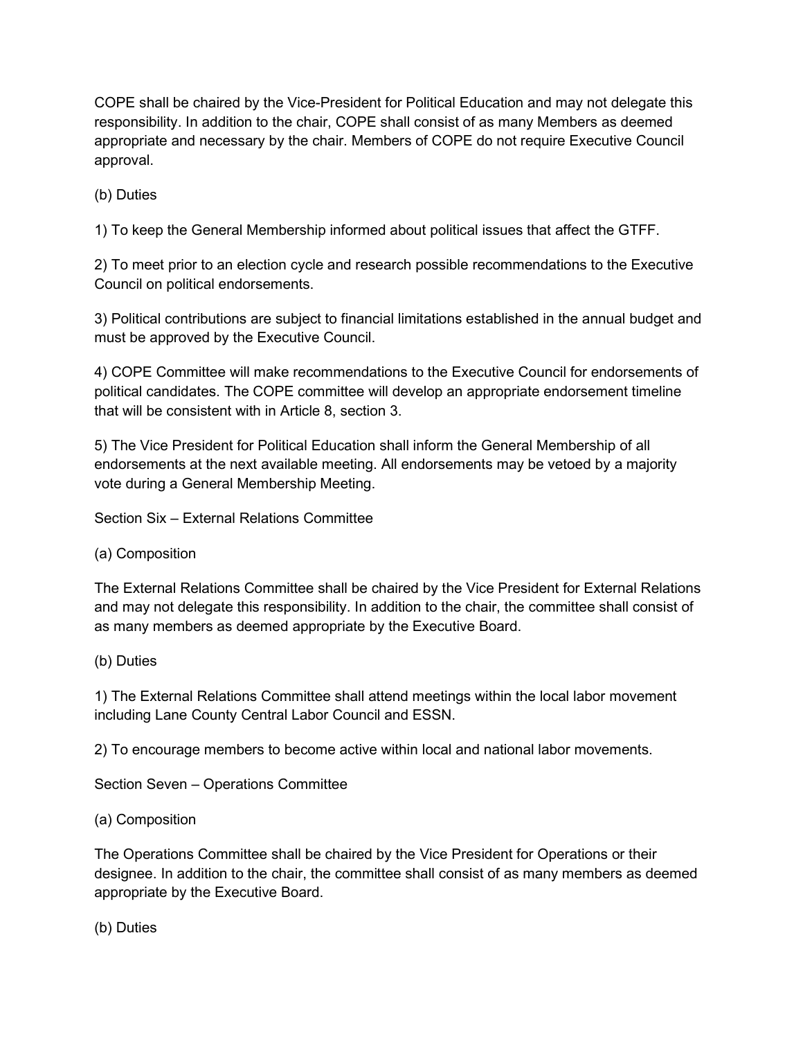COPE shall be chaired by the Vice-President for Political Education and may not delegate this responsibility. In addition to the chair, COPE shall consist of as many Members as deemed appropriate and necessary by the chair. Members of COPE do not require Executive Council approval.

(b) Duties

1) To keep the General Membership informed about political issues that affect the GTFF.

2) To meet prior to an election cycle and research possible recommendations to the Executive Council on political endorsements.

3) Political contributions are subject to financial limitations established in the annual budget and must be approved by the Executive Council.

4) COPE Committee will make recommendations to the Executive Council for endorsements of political candidates. The COPE committee will develop an appropriate endorsement timeline that will be consistent with in Article 8, section 3.

5) The Vice President for Political Education shall inform the General Membership of all endorsements at the next available meeting. All endorsements may be vetoed by a majority vote during a General Membership Meeting.

Section Six – External Relations Committee

(a) Composition

The External Relations Committee shall be chaired by the Vice President for External Relations and may not delegate this responsibility. In addition to the chair, the committee shall consist of as many members as deemed appropriate by the Executive Board.

(b) Duties

1) The External Relations Committee shall attend meetings within the local labor movement including Lane County Central Labor Council and ESSN.

2) To encourage members to become active within local and national labor movements.

Section Seven – Operations Committee

(a) Composition

The Operations Committee shall be chaired by the Vice President for Operations or their designee. In addition to the chair, the committee shall consist of as many members as deemed appropriate by the Executive Board.

(b) Duties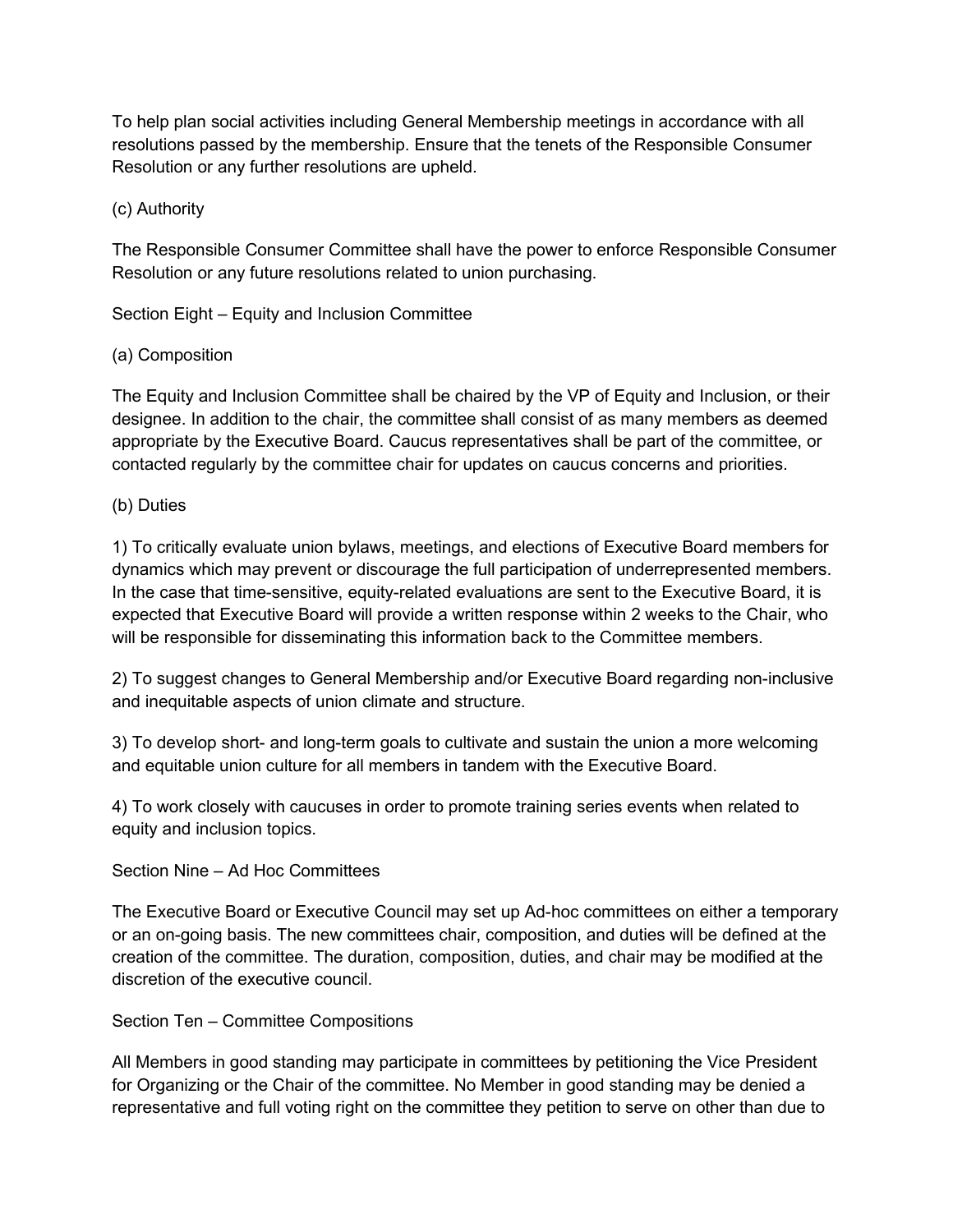To help plan social activities including General Membership meetings in accordance with all resolutions passed by the membership. Ensure that the tenets of the Responsible Consumer Resolution or any further resolutions are upheld.

(c) Authority

The Responsible Consumer Committee shall have the power to enforce Responsible Consumer Resolution or any future resolutions related to union purchasing.

Section Eight – Equity and Inclusion Committee

(a) Composition

The Equity and Inclusion Committee shall be chaired by the VP of Equity and Inclusion, or their designee. In addition to the chair, the committee shall consist of as many members as deemed appropriate by the Executive Board. Caucus representatives shall be part of the committee, or contacted regularly by the committee chair for updates on caucus concerns and priorities.

(b) Duties

1) To critically evaluate union bylaws, meetings, and elections of Executive Board members for dynamics which may prevent or discourage the full participation of underrepresented members. In the case that time-sensitive, equity-related evaluations are sent to the Executive Board, it is expected that Executive Board will provide a written response within 2 weeks to the Chair, who will be responsible for disseminating this information back to the Committee members.

2) To suggest changes to General Membership and/or Executive Board regarding non-inclusive and inequitable aspects of union climate and structure.

3) To develop short- and long-term goals to cultivate and sustain the union a more welcoming and equitable union culture for all members in tandem with the Executive Board.

4) To work closely with caucuses in order to promote training series events when related to equity and inclusion topics.

Section Nine – Ad Hoc Committees

The Executive Board or Executive Council may set up Ad-hoc committees on either a temporary or an on-going basis. The new committees chair, composition, and duties will be defined at the creation of the committee. The duration, composition, duties, and chair may be modified at the discretion of the executive council.

Section Ten – Committee Compositions

All Members in good standing may participate in committees by petitioning the Vice President for Organizing or the Chair of the committee. No Member in good standing may be denied a representative and full voting right on the committee they petition to serve on other than due to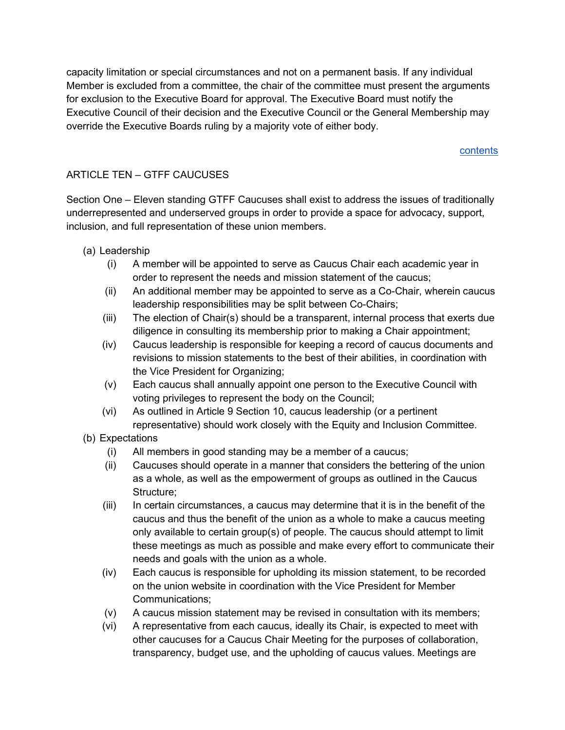capacity limitation or special circumstances and not on a permanent basis. If any individual Member is excluded from a committee, the chair of the committee must present the arguments for exclusion to the Executive Board for approval. The Executive Board must notify the Executive Council of their decision and the Executive Council or the General Membership may override the Executive Boards ruling by a majority vote of either body.

[contents]

## ARTICLE TEN – GTFF CAUCUSES

Section One – Eleven standing GTFF Caucuses shall exist to address the issues of traditionally underrepresented and underserved groups in order to provide a space for advocacy, support, inclusion, and full representation of these union members.

(a) Leadership
  - (i) A member will be appointed to serve as Caucus Chair each academic year in order to represent the needs and mission statement of the caucus;
  - (ii) An additional member may be appointed to serve as a Co-Chair, wherein caucus leadership responsibilities may be split between Co-Chairs;
  - (iii) The election of Chair(s) should be a transparent, internal process that exerts due diligence in consulting its membership prior to making a Chair appointment;
  - (iv) Caucus leadership is responsible for keeping a record of caucus documents and revisions to mission statements to the best of their abilities, in coordination with the Vice President for Organizing;
  - (v) Each caucus shall annually appoint one person to the Executive Council with voting privileges to represent the body on the Council;
  - (vi) As outlined in Article 9 Section 10, caucus leadership (or a pertinent representative) should work closely with the Equity and Inclusion Committee.

(b) Expectations
  - (i) All members in good standing may be a member of a caucus;
  - (ii) Caucuses should operate in a manner that considers the bettering of the union as a whole, as well as the empowerment of groups as outlined in the Caucus Structure;
  - (iii) In certain circumstances, a caucus may determine that it is in the benefit of the caucus and thus the benefit of the union as a whole to make a caucus meeting only available to certain group(s) of people. The caucus should attempt to limit these meetings as much as possible and make every effort to communicate their needs and goals with the union as a whole.
  - (iv) Each caucus is responsible for upholding its mission statement, to be recorded on the union website in coordination with the Vice President for Member Communications;
  - (v) A caucus mission statement may be revised in consultation with its members;
  - (vi) A representative from each caucus, ideally its Chair, is expected to meet with other caucuses for a Caucus Chair Meeting for the purposes of collaboration, transparency, budget use, and the upholding of caucus values. Meetings are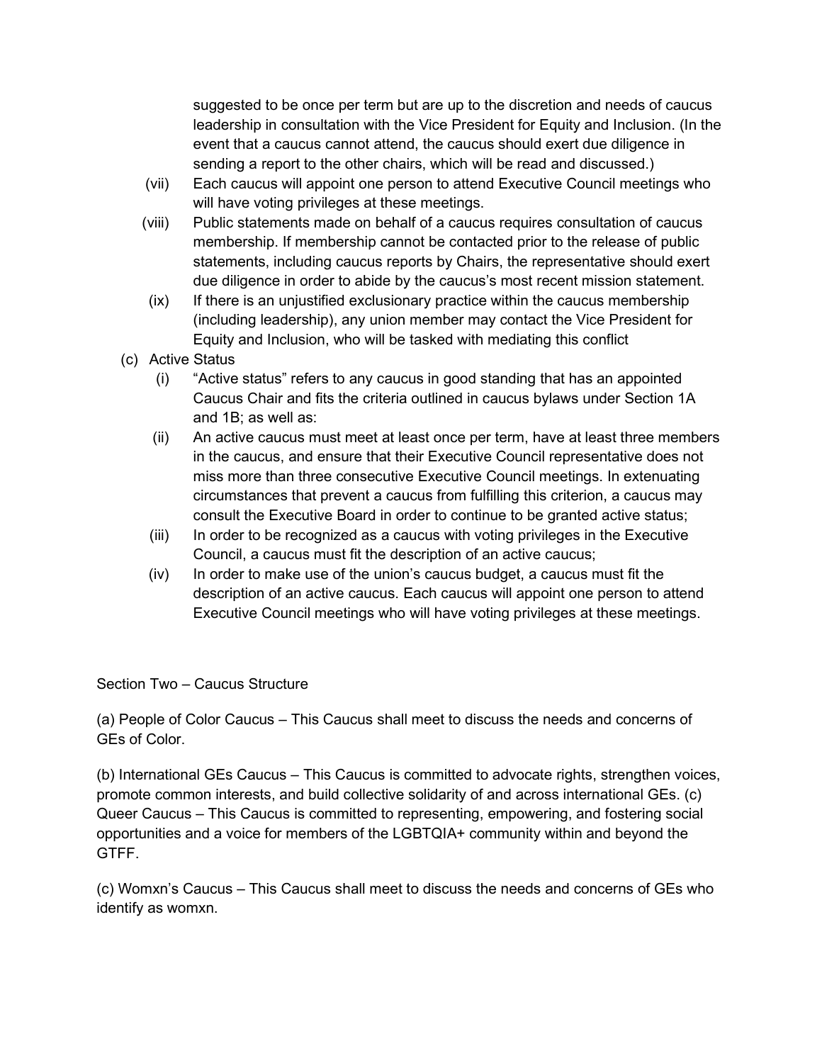suggested to be once per term but are up to the discretion and needs of caucus leadership in consultation with the Vice President for Equity and Inclusion. (In the event that a caucus cannot attend, the caucus should exert due diligence in sending a report to the other chairs, which will be read and discussed.)

(vii) Each caucus will appoint one person to attend Executive Council meetings who will have voting privileges at these meetings.

(viii) Public statements made on behalf of a caucus requires consultation of caucus membership. If membership cannot be contacted prior to the release of public statements, including caucus reports by Chairs, the representative should exert due diligence in order to abide by the caucus's most recent mission statement.

(ix) If there is an unjustified exclusionary practice within the caucus membership (including leadership), any union member may contact the Vice President for Equity and Inclusion, who will be tasked with mediating this conflict

(c) Active Status

(i) "Active status" refers to any caucus in good standing that has an appointed Caucus Chair and fits the criteria outlined in caucus bylaws under Section 1A and 1B; as well as:

(ii) An active caucus must meet at least once per term, have at least three members in the caucus, and ensure that their Executive Council representative does not miss more than three consecutive Executive Council meetings. In extenuating circumstances that prevent a caucus from fulfilling this criterion, a caucus may consult the Executive Board in order to continue to be granted active status;

(iii) In order to be recognized as a caucus with voting privileges in the Executive Council, a caucus must fit the description of an active caucus;

(iv) In order to make use of the union's caucus budget, a caucus must fit the description of an active caucus. Each caucus will appoint one person to attend Executive Council meetings who will have voting privileges at these meetings.

Section Two – Caucus Structure

(a) People of Color Caucus – This Caucus shall meet to discuss the needs and concerns of GEs of Color.

(b) International GEs Caucus – This Caucus is committed to advocate rights, strengthen voices, promote common interests, and build collective solidarity of and across international GEs. (c) Queer Caucus – This Caucus is committed to representing, empowering, and fostering social opportunities and a voice for members of the LGBTQIA+ community within and beyond the GTFF.

(c) Womxn's Caucus – This Caucus shall meet to discuss the needs and concerns of GEs who identify as womxn.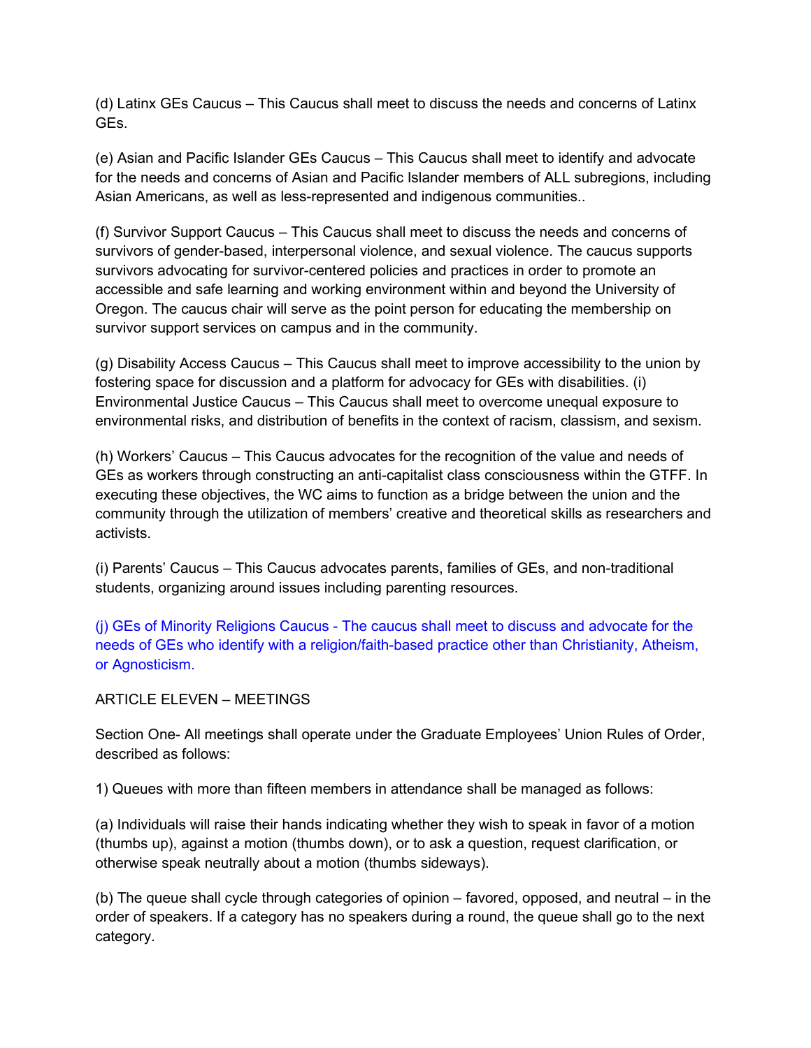(d) Latinx GEs Caucus – This Caucus shall meet to discuss the needs and concerns of Latinx GEs.

(e) Asian and Pacific Islander GEs Caucus – This Caucus shall meet to identify and advocate for the needs and concerns of Asian and Pacific Islander members of ALL subregions, including Asian Americans, as well as less-represented and indigenous communities..

(f) Survivor Support Caucus – This Caucus shall meet to discuss the needs and concerns of survivors of gender-based, interpersonal violence, and sexual violence. The caucus supports survivors advocating for survivor-centered policies and practices in order to promote an accessible and safe learning and working environment within and beyond the University of Oregon. The caucus chair will serve as the point person for educating the membership on survivor support services on campus and in the community.

(g) Disability Access Caucus – This Caucus shall meet to improve accessibility to the union by fostering space for discussion and a platform for advocacy for GEs with disabilities. (i) Environmental Justice Caucus – This Caucus shall meet to overcome unequal exposure to environmental risks, and distribution of benefits in the context of racism, classism, and sexism.

(h) Workers' Caucus – This Caucus advocates for the recognition of the value and needs of GEs as workers through constructing an anti-capitalist class consciousness within the GTFF. In executing these objectives, the WC aims to function as a bridge between the union and the community through the utilization of members' creative and theoretical skills as researchers and activists.

(i) Parents' Caucus – This Caucus advocates parents, families of GEs, and non-traditional students, organizing around issues including parenting resources.

(j) GEs of Minority Religions Caucus - The caucus shall meet to discuss and advocate for the needs of GEs who identify with a religion/faith-based practice other than Christianity, Atheism, or Agnosticism.

ARTICLE ELEVEN – MEETINGS

Section One- All meetings shall operate under the Graduate Employees' Union Rules of Order, described as follows:

1) Queues with more than fifteen members in attendance shall be managed as follows:

(a) Individuals will raise their hands indicating whether they wish to speak in favor of a motion (thumbs up), against a motion (thumbs down), or to ask a question, request clarification, or otherwise speak neutrally about a motion (thumbs sideways).

(b) The queue shall cycle through categories of opinion – favored, opposed, and neutral – in the order of speakers. If a category has no speakers during a round, the queue shall go to the next category.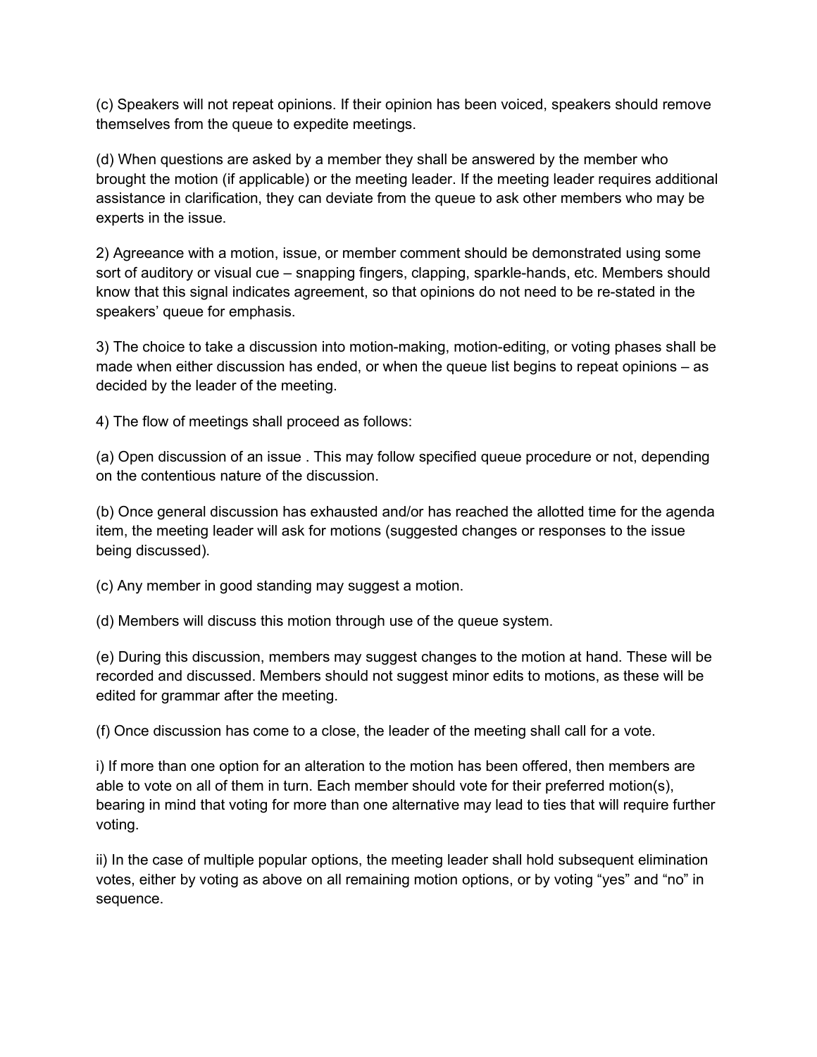(c) Speakers will not repeat opinions. If their opinion has been voiced, speakers should remove themselves from the queue to expedite meetings.

(d) When questions are asked by a member they shall be answered by the member who brought the motion (if applicable) or the meeting leader. If the meeting leader requires additional assistance in clarification, they can deviate from the queue to ask other members who may be experts in the issue.

2) Agreeance with a motion, issue, or member comment should be demonstrated using some sort of auditory or visual cue – snapping fingers, clapping, sparkle-hands, etc. Members should know that this signal indicates agreement, so that opinions do not need to be re-stated in the speakers' queue for emphasis.

3) The choice to take a discussion into motion-making, motion-editing, or voting phases shall be made when either discussion has ended, or when the queue list begins to repeat opinions – as decided by the leader of the meeting.

4) The flow of meetings shall proceed as follows:

(a) Open discussion of an issue . This may follow specified queue procedure or not, depending on the contentious nature of the discussion.

(b) Once general discussion has exhausted and/or has reached the allotted time for the agenda item, the meeting leader will ask for motions (suggested changes or responses to the issue being discussed).

(c) Any member in good standing may suggest a motion.

(d) Members will discuss this motion through use of the queue system.

(e) During this discussion, members may suggest changes to the motion at hand. These will be recorded and discussed. Members should not suggest minor edits to motions, as these will be edited for grammar after the meeting.

(f) Once discussion has come to a close, the leader of the meeting shall call for a vote.

i) If more than one option for an alteration to the motion has been offered, then members are able to vote on all of them in turn. Each member should vote for their preferred motion(s), bearing in mind that voting for more than one alternative may lead to ties that will require further voting.

ii) In the case of multiple popular options, the meeting leader shall hold subsequent elimination votes, either by voting as above on all remaining motion options, or by voting "yes" and "no" in sequence.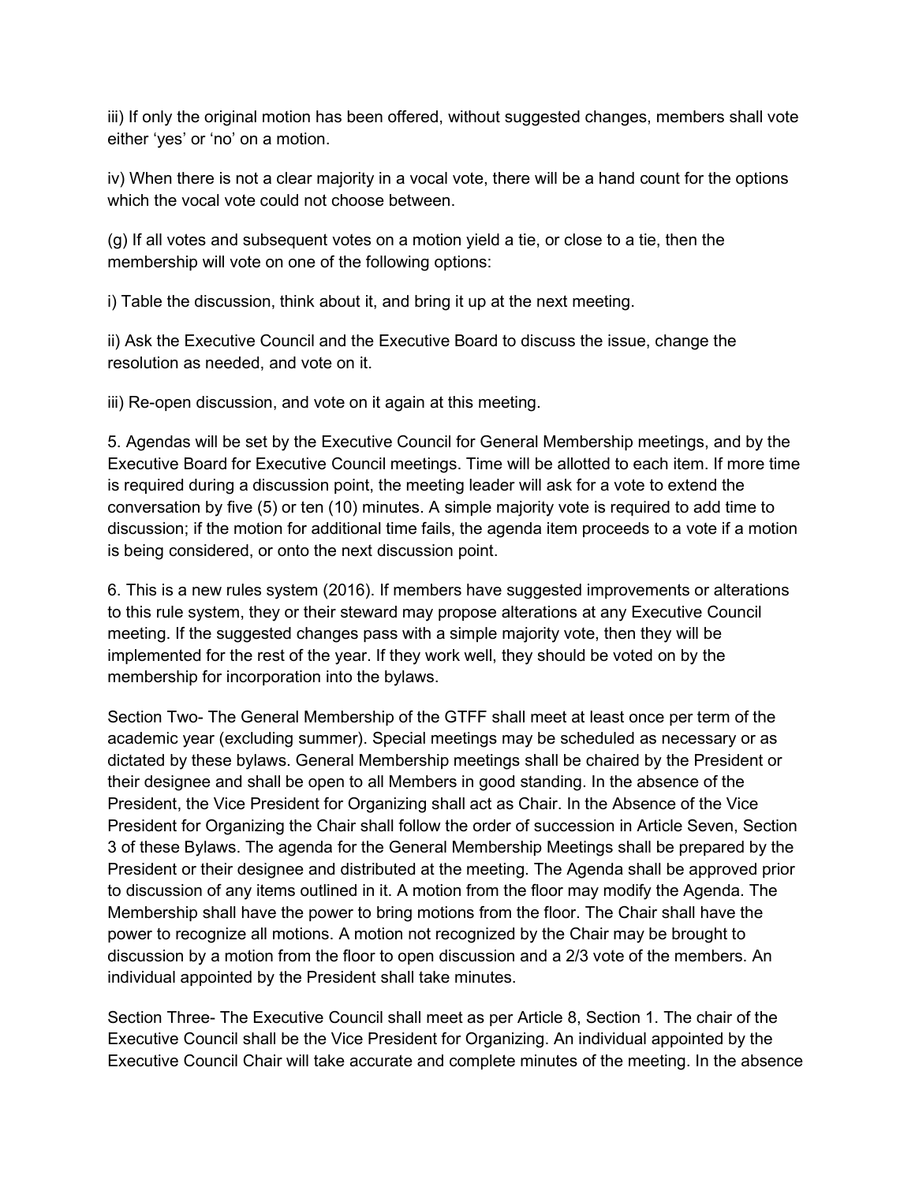iii) If only the original motion has been offered, without suggested changes, members shall vote either 'yes' or 'no' on a motion.

iv) When there is not a clear majority in a vocal vote, there will be a hand count for the options which the vocal vote could not choose between.

(g) If all votes and subsequent votes on a motion yield a tie, or close to a tie, then the membership will vote on one of the following options:

i) Table the discussion, think about it, and bring it up at the next meeting.

ii) Ask the Executive Council and the Executive Board to discuss the issue, change the resolution as needed, and vote on it.

iii) Re-open discussion, and vote on it again at this meeting.

5. Agendas will be set by the Executive Council for General Membership meetings, and by the Executive Board for Executive Council meetings. Time will be allotted to each item. If more time is required during a discussion point, the meeting leader will ask for a vote to extend the conversation by five (5) or ten (10) minutes. A simple majority vote is required to add time to discussion; if the motion for additional time fails, the agenda item proceeds to a vote if a motion is being considered, or onto the next discussion point.

6. This is a new rules system (2016). If members have suggested improvements or alterations to this rule system, they or their steward may propose alterations at any Executive Council meeting. If the suggested changes pass with a simple majority vote, then they will be implemented for the rest of the year. If they work well, they should be voted on by the membership for incorporation into the bylaws.

Section Two- The General Membership of the GTFF shall meet at least once per term of the academic year (excluding summer). Special meetings may be scheduled as necessary or as dictated by these bylaws. General Membership meetings shall be chaired by the President or their designee and shall be open to all Members in good standing. In the absence of the President, the Vice President for Organizing shall act as Chair. In the Absence of the Vice President for Organizing the Chair shall follow the order of succession in Article Seven, Section 3 of these Bylaws. The agenda for the General Membership Meetings shall be prepared by the President or their designee and distributed at the meeting. The Agenda shall be approved prior to discussion of any items outlined in it. A motion from the floor may modify the Agenda. The Membership shall have the power to bring motions from the floor. The Chair shall have the power to recognize all motions. A motion not recognized by the Chair may be brought to discussion by a motion from the floor to open discussion and a 2/3 vote of the members. An individual appointed by the President shall take minutes.

Section Three- The Executive Council shall meet as per Article 8, Section 1. The chair of the Executive Council shall be the Vice President for Organizing. An individual appointed by the Executive Council Chair will take accurate and complete minutes of the meeting. In the absence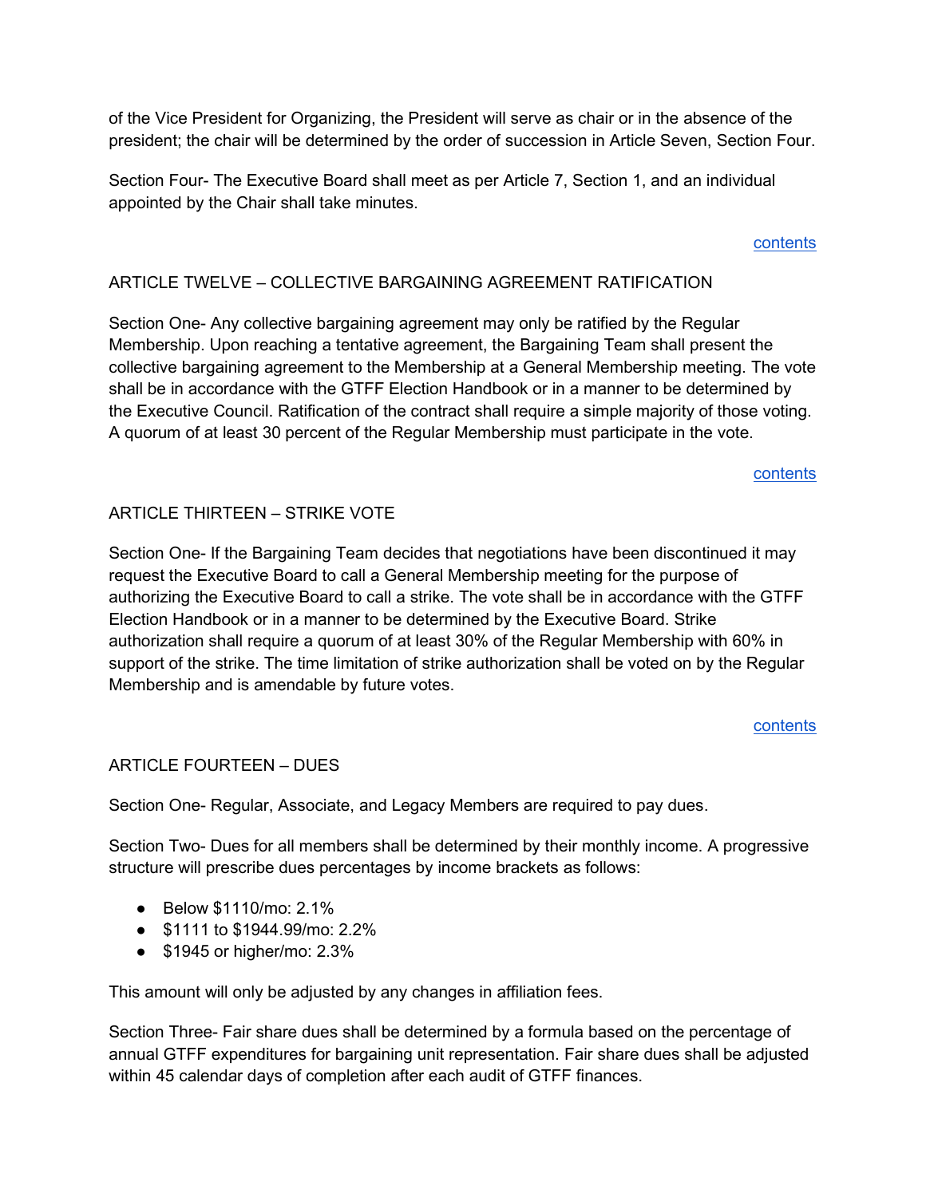of the Vice President for Organizing, the President will serve as chair or in the absence of the president; the chair will be determined by the order of succession in Article Seven, Section Four.

Section Four- The Executive Board shall meet as per Article 7, Section 1, and an individual appointed by the Chair shall take minutes.

contents

## ARTICLE TWELVE – COLLECTIVE BARGAINING AGREEMENT RATIFICATION

Section One- Any collective bargaining agreement may only be ratified by the Regular Membership. Upon reaching a tentative agreement, the Bargaining Team shall present the collective bargaining agreement to the Membership at a General Membership meeting. The vote shall be in accordance with the GTFF Election Handbook or in a manner to be determined by the Executive Council. Ratification of the contract shall require a simple majority of those voting. A quorum of at least 30 percent of the Regular Membership must participate in the vote.

contents

## ARTICLE THIRTEEN – STRIKE VOTE

Section One- If the Bargaining Team decides that negotiations have been discontinued it may request the Executive Board to call a General Membership meeting for the purpose of authorizing the Executive Board to call a strike. The vote shall be in accordance with the GTFF Election Handbook or in a manner to be determined by the Executive Board. Strike authorization shall require a quorum of at least 30% of the Regular Membership with 60% in support of the strike. The time limitation of strike authorization shall be voted on by the Regular Membership and is amendable by future votes.

contents

## ARTICLE FOURTEEN – DUES

Section One- Regular, Associate, and Legacy Members are required to pay dues.

Section Two- Dues for all members shall be determined by their monthly income. A progressive structure will prescribe dues percentages by income brackets as follows:

- Below $1110/mo: 2.1%
- $1111 to $1944.99/mo: 2.2%
- $1945 or higher/mo: 2.3%

This amount will only be adjusted by any changes in affiliation fees.

Section Three- Fair share dues shall be determined by a formula based on the percentage of annual GTFF expenditures for bargaining unit representation. Fair share dues shall be adjusted within 45 calendar days of completion after each audit of GTFF finances.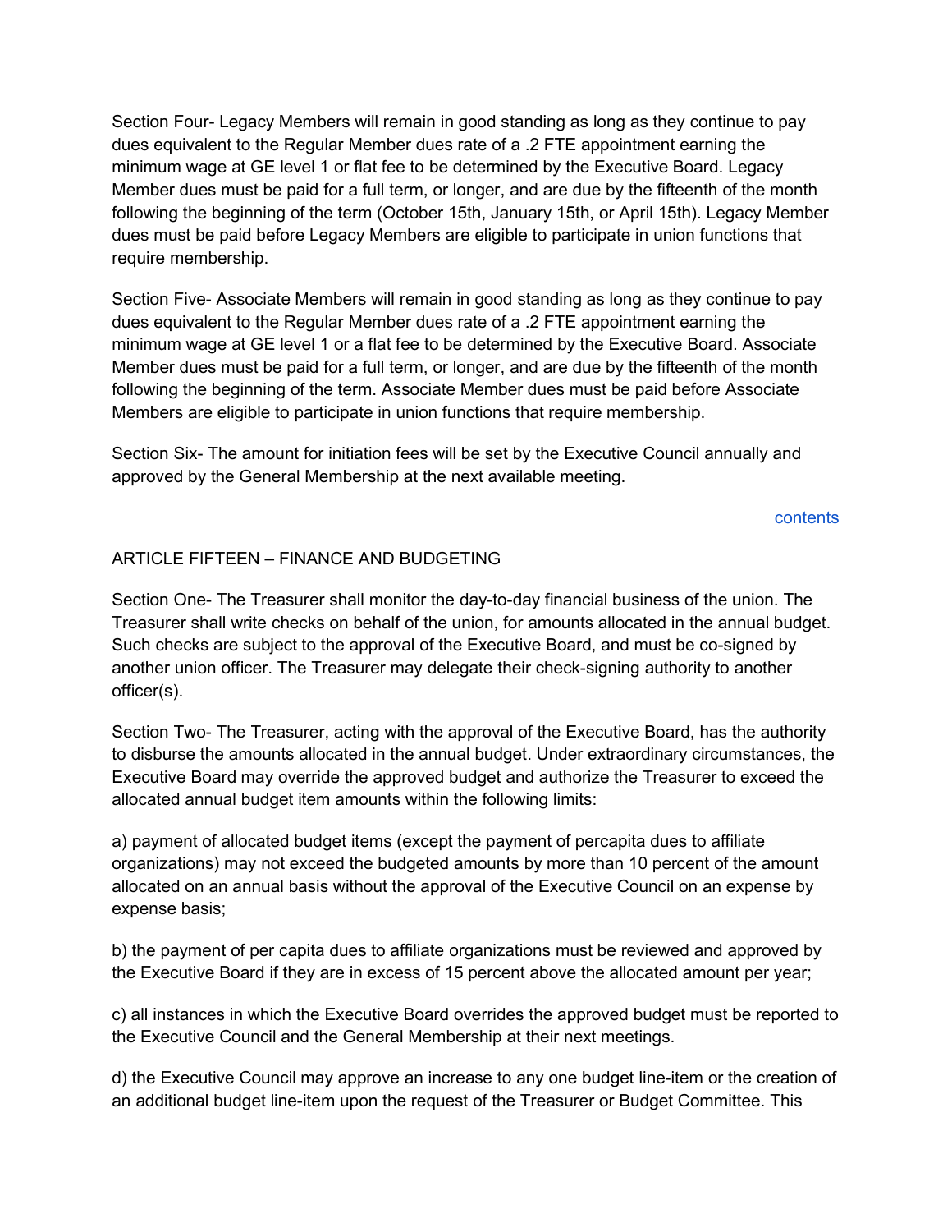Section Four- Legacy Members will remain in good standing as long as they continue to pay dues equivalent to the Regular Member dues rate of a .2 FTE appointment earning the minimum wage at GE level 1 or flat fee to be determined by the Executive Board. Legacy Member dues must be paid for a full term, or longer, and are due by the fifteenth of the month following the beginning of the term (October 15th, January 15th, or April 15th). Legacy Member dues must be paid before Legacy Members are eligible to participate in union functions that require membership.

Section Five- Associate Members will remain in good standing as long as they continue to pay dues equivalent to the Regular Member dues rate of a .2 FTE appointment earning the minimum wage at GE level 1 or a flat fee to be determined by the Executive Board. Associate Member dues must be paid for a full term, or longer, and are due by the fifteenth of the month following the beginning of the term. Associate Member dues must be paid before Associate Members are eligible to participate in union functions that require membership.

Section Six- The amount for initiation fees will be set by the Executive Council annually and approved by the General Membership at the next available meeting.

contents

## ARTICLE FIFTEEN – FINANCE AND BUDGETING

Section One- The Treasurer shall monitor the day-to-day financial business of the union. The Treasurer shall write checks on behalf of the union, for amounts allocated in the annual budget. Such checks are subject to the approval of the Executive Board, and must be co-signed by another union officer. The Treasurer may delegate their check-signing authority to another officer(s).

Section Two- The Treasurer, acting with the approval of the Executive Board, has the authority to disburse the amounts allocated in the annual budget. Under extraordinary circumstances, the Executive Board may override the approved budget and authorize the Treasurer to exceed the allocated annual budget item amounts within the following limits:

a) payment of allocated budget items (except the payment of percapita dues to affiliate organizations) may not exceed the budgeted amounts by more than 10 percent of the amount allocated on an annual basis without the approval of the Executive Council on an expense by expense basis;

b) the payment of per capita dues to affiliate organizations must be reviewed and approved by the Executive Board if they are in excess of 15 percent above the allocated amount per year;

c) all instances in which the Executive Board overrides the approved budget must be reported to the Executive Council and the General Membership at their next meetings.

d) the Executive Council may approve an increase to any one budget line-item or the creation of an additional budget line-item upon the request of the Treasurer or Budget Committee. This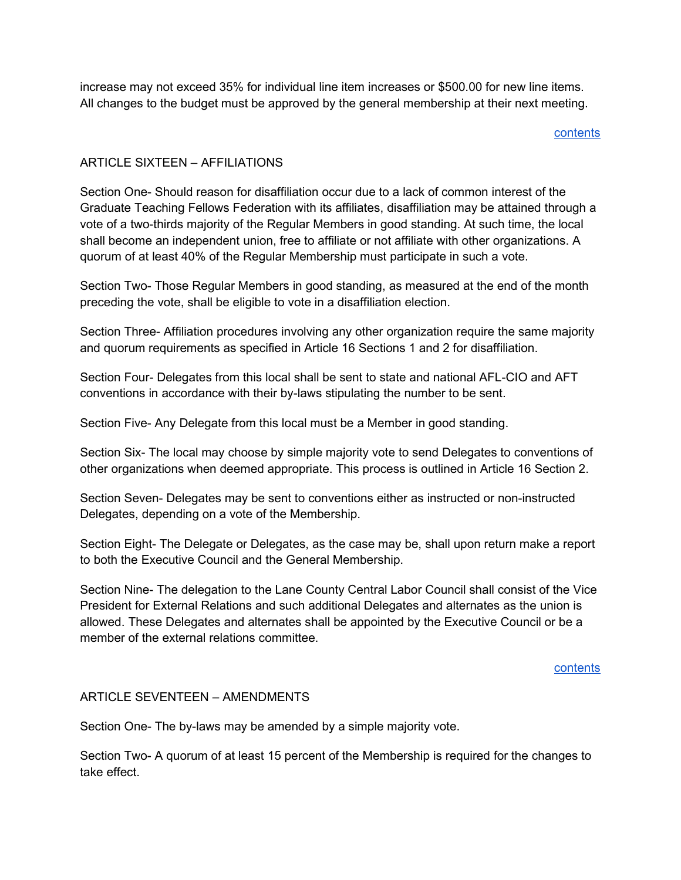increase may not exceed 35% for individual line item increases or $500.00 for new line items. All changes to the budget must be approved by the general membership at their next meeting.

contents

## ARTICLE SIXTEEN – AFFILIATIONS

Section One- Should reason for disaffiliation occur due to a lack of common interest of the Graduate Teaching Fellows Federation with its affiliates, disaffiliation may be attained through a vote of a two-thirds majority of the Regular Members in good standing. At such time, the local shall become an independent union, free to affiliate or not affiliate with other organizations. A quorum of at least 40% of the Regular Membership must participate in such a vote.

Section Two- Those Regular Members in good standing, as measured at the end of the month preceding the vote, shall be eligible to vote in a disaffiliation election.

Section Three- Affiliation procedures involving any other organization require the same majority and quorum requirements as specified in Article 16 Sections 1 and 2 for disaffiliation.

Section Four- Delegates from this local shall be sent to state and national AFL-CIO and AFT conventions in accordance with their by-laws stipulating the number to be sent.

Section Five- Any Delegate from this local must be a Member in good standing.

Section Six- The local may choose by simple majority vote to send Delegates to conventions of other organizations when deemed appropriate. This process is outlined in Article 16 Section 2.

Section Seven- Delegates may be sent to conventions either as instructed or non-instructed Delegates, depending on a vote of the Membership.

Section Eight- The Delegate or Delegates, as the case may be, shall upon return make a report to both the Executive Council and the General Membership.

Section Nine- The delegation to the Lane County Central Labor Council shall consist of the Vice President for External Relations and such additional Delegates and alternates as the union is allowed. These Delegates and alternates shall be appointed by the Executive Council or be a member of the external relations committee.

contents

## ARTICLE SEVENTEEN – AMENDMENTS

Section One- The by-laws may be amended by a simple majority vote.

Section Two- A quorum of at least 15 percent of the Membership is required for the changes to take effect.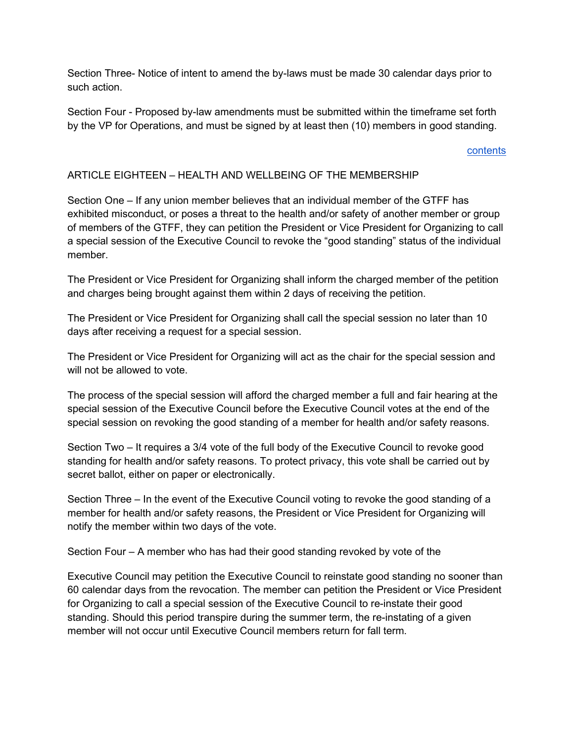Section Three- Notice of intent to amend the by-laws must be made 30 calendar days prior to such action.

Section Four - Proposed by-law amendments must be submitted within the timeframe set forth by the VP for Operations, and must be signed by at least then (10) members in good standing.

contents

## ARTICLE EIGHTEEN – HEALTH AND WELLBEING OF THE MEMBERSHIP

Section One – If any union member believes that an individual member of the GTFF has exhibited misconduct, or poses a threat to the health and/or safety of another member or group of members of the GTFF, they can petition the President or Vice President for Organizing to call a special session of the Executive Council to revoke the “good standing” status of the individual member.

The President or Vice President for Organizing shall inform the charged member of the petition and charges being brought against them within 2 days of receiving the petition.

The President or Vice President for Organizing shall call the special session no later than 10 days after receiving a request for a special session.

The President or Vice President for Organizing will act as the chair for the special session and will not be allowed to vote.

The process of the special session will afford the charged member a full and fair hearing at the special session of the Executive Council before the Executive Council votes at the end of the special session on revoking the good standing of a member for health and/or safety reasons.

Section Two – It requires a 3/4 vote of the full body of the Executive Council to revoke good standing for health and/or safety reasons. To protect privacy, this vote shall be carried out by secret ballot, either on paper or electronically.

Section Three – In the event of the Executive Council voting to revoke the good standing of a member for health and/or safety reasons, the President or Vice President for Organizing will notify the member within two days of the vote.

Section Four – A member who has had their good standing revoked by vote of the

Executive Council may petition the Executive Council to reinstate good standing no sooner than 60 calendar days from the revocation. The member can petition the President or Vice President for Organizing to call a special session of the Executive Council to re-instate their good standing. Should this period transpire during the summer term, the re-instating of a given member will not occur until Executive Council members return for fall term.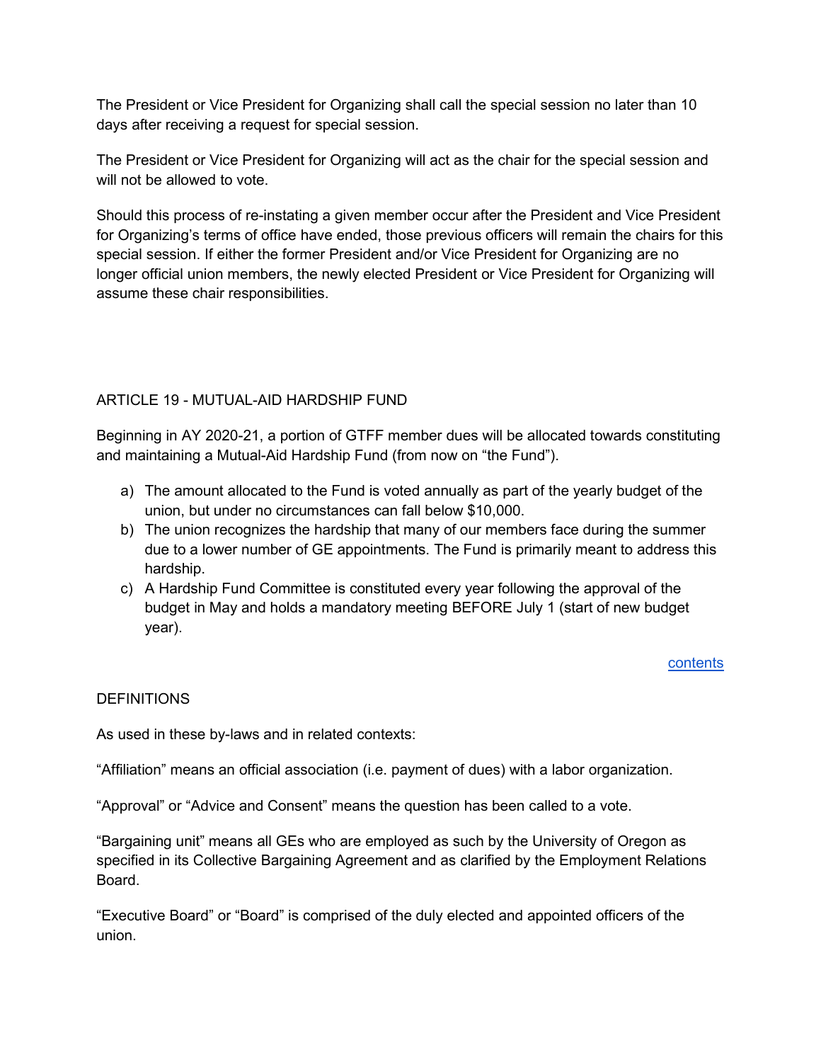The President or Vice President for Organizing shall call the special session no later than 10 days after receiving a request for special session.

The President or Vice President for Organizing will act as the chair for the special session and will not be allowed to vote.

Should this process of re-instating a given member occur after the President and Vice President for Organizing's terms of office have ended, those previous officers will remain the chairs for this special session. If either the former President and/or Vice President for Organizing are no longer official union members, the newly elected President or Vice President for Organizing will assume these chair responsibilities.

## ARTICLE 19 - MUTUAL-AID HARDSHIP FUND

Beginning in AY 2020-21, a portion of GTFF member dues will be allocated towards constituting and maintaining a Mutual-Aid Hardship Fund (from now on "the Fund").

a) The amount allocated to the Fund is voted annually as part of the yearly budget of the union, but under no circumstances can fall below $10,000.
b) The union recognizes the hardship that many of our members face during the summer due to a lower number of GE appointments. The Fund is primarily meant to address this hardship.
c) A Hardship Fund Committee is constituted every year following the approval of the budget in May and holds a mandatory meeting BEFORE July 1 (start of new budget year).

[contents]

## DEFINITIONS

As used in these by-laws and in related contexts:

"Affiliation" means an official association (i.e. payment of dues) with a labor organization.

"Approval" or "Advice and Consent" means the question has been called to a vote.

"Bargaining unit" means all GEs who are employed as such by the University of Oregon as specified in its Collective Bargaining Agreement and as clarified by the Employment Relations Board.

"Executive Board" or "Board" is comprised of the duly elected and appointed officers of the union.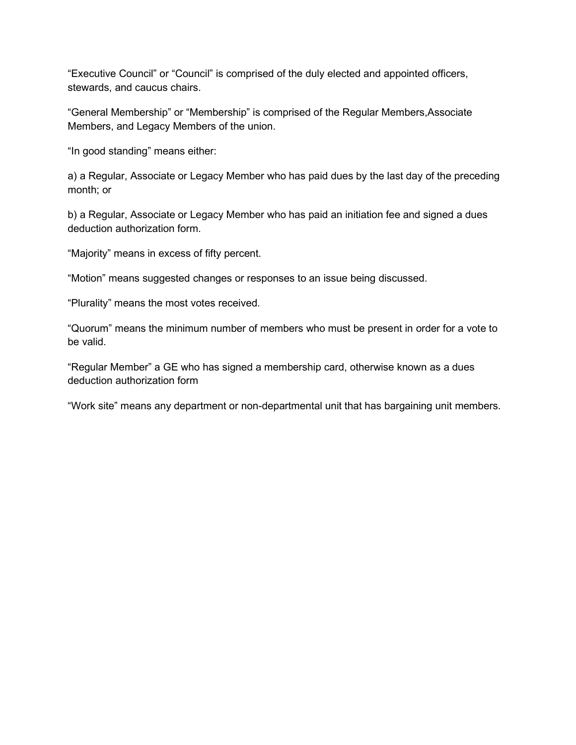“Executive Council” or “Council” is comprised of the duly elected and appointed officers, stewards, and caucus chairs.

“General Membership” or “Membership” is comprised of the Regular Members,Associate Members, and Legacy Members of the union.

“In good standing” means either:

a) a Regular, Associate or Legacy Member who has paid dues by the last day of the preceding month; or

b) a Regular, Associate or Legacy Member who has paid an initiation fee and signed a dues deduction authorization form.

“Majority” means in excess of fifty percent.

“Motion” means suggested changes or responses to an issue being discussed.

“Plurality” means the most votes received.

“Quorum” means the minimum number of members who must be present in order for a vote to be valid.

“Regular Member” a GE who has signed a membership card, otherwise known as a dues deduction authorization form

“Work site” means any department or non-departmental unit that has bargaining unit members.